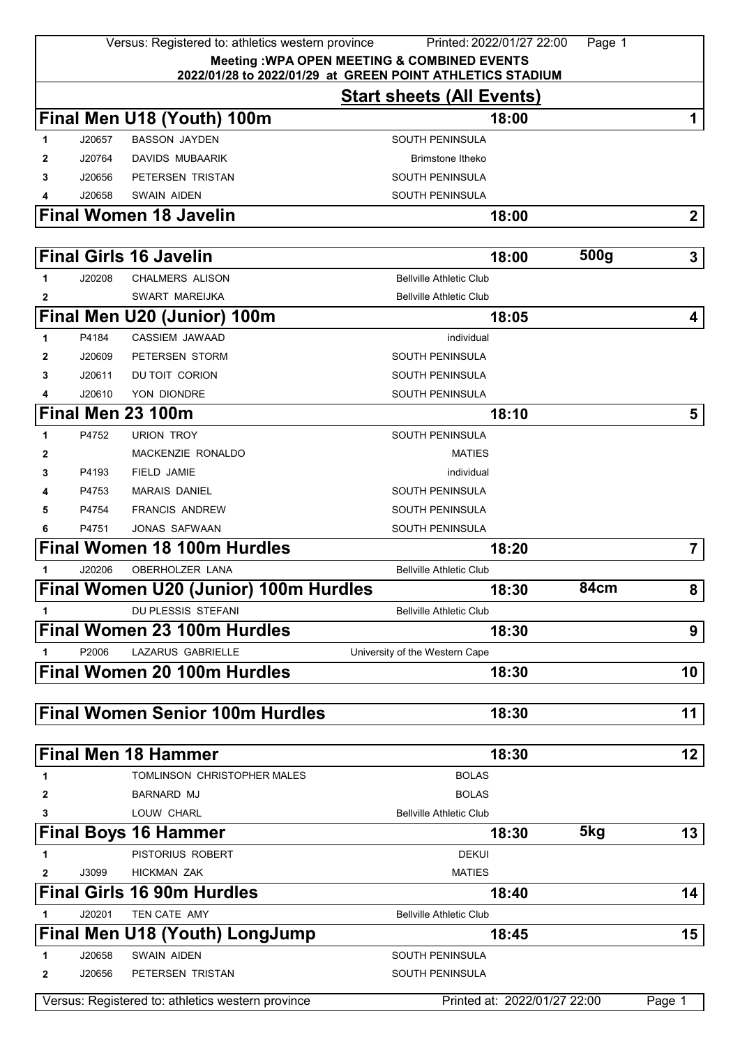**Meeting :WPA OPEN MEETING & COMBINED EVENTS**
**2022/01/28 to 2022/01/29 at GREEN POINT ATHLETICS STADIUM**

## Start sheets (All Events)

### Final Men U18 (Youth) 100m — 18:00 — 1

| | | | |
|---|---|---|---|
| 1 | J20657 | BASSON JAYDEN | SOUTH PENINSULA |
| 2 | J20764 | DAVIDS MUBAARIK | Brimstone Itheko |
| 3 | J20656 | PETERSEN TRISTAN | SOUTH PENINSULA |
| 4 | J20658 | SWAIN AIDEN | SOUTH PENINSULA |

### Final Women 18 Javelin — 18:00 — 2

### Final Girls 16 Javelin — 18:00 — 500g — 3

| | | | |
|---|---|---|---|
| 1 | J20208 | CHALMERS ALISON | Bellville Athletic Club |
| 2 | | SWART MAREIJKA | Bellville Athletic Club |

### Final Men U20 (Junior) 100m — 18:05 — 4

| | | | |
|---|---|---|---|
| 1 | P4184 | CASSIEM JAWAAD | individual |
| 2 | J20609 | PETERSEN STORM | SOUTH PENINSULA |
| 3 | J20611 | DU TOIT CORION | SOUTH PENINSULA |
| 4 | J20610 | YON DIONDRE | SOUTH PENINSULA |

### Final Men 23 100m — 18:10 — 5

| | | | |
|---|---|---|---|
| 1 | P4752 | URION TROY | SOUTH PENINSULA |
| 2 | | MACKENZIE RONALDO | MATIES |
| 3 | P4193 | FIELD JAMIE | individual |
| 4 | P4753 | MARAIS DANIEL | SOUTH PENINSULA |
| 5 | P4754 | FRANCIS ANDREW | SOUTH PENINSULA |
| 6 | P4751 | JONAS SAFWAAN | SOUTH PENINSULA |

### Final Women 18 100m Hurdles — 18:20 — 7

| | | | |
|---|---|---|---|
| 1 | J20206 | OBERHOLZER LANA | Bellville Athletic Club |

### Final Women U20 (Junior) 100m Hurdles — 18:30 — 84cm — 8

| | | | |
|---|---|---|---|
| 1 | | DU PLESSIS STEFANI | Bellville Athletic Club |

### Final Women 23 100m Hurdles — 18:30 — 9

| | | | |
|---|---|---|---|
| 1 | P2006 | LAZARUS GABRIELLE | University of the Western Cape |

### Final Women 20 100m Hurdles — 18:30 — 10

### Final Women Senior 100m Hurdles — 18:30 — 11

### Final Men 18 Hammer — 18:30 — 12

| | | | |
|---|---|---|---|
| 1 | | TOMLINSON CHRISTOPHER MALES | BOLAS |
| 2 | | BARNARD MJ | BOLAS |
| 3 | | LOUW CHARL | Bellville Athletic Club |

### Final Boys 16 Hammer — 18:30 — 5kg — 13

| | | | |
|---|---|---|---|
| 1 | | PISTORIUS ROBERT | DEKUI |
| 2 | J3099 | HICKMAN ZAK | MATIES |

### Final Girls 16 90m Hurdles — 18:40 — 14

| | | | |
|---|---|---|---|
| 1 | J20201 | TEN CATE AMY | Bellville Athletic Club |

### Final Men U18 (Youth) LongJump — 18:45 — 15

| | | | |
|---|---|---|---|
| 1 | J20658 | SWAIN AIDEN | SOUTH PENINSULA |
| 2 | J20656 | PETERSEN TRISTAN | SOUTH PENINSULA |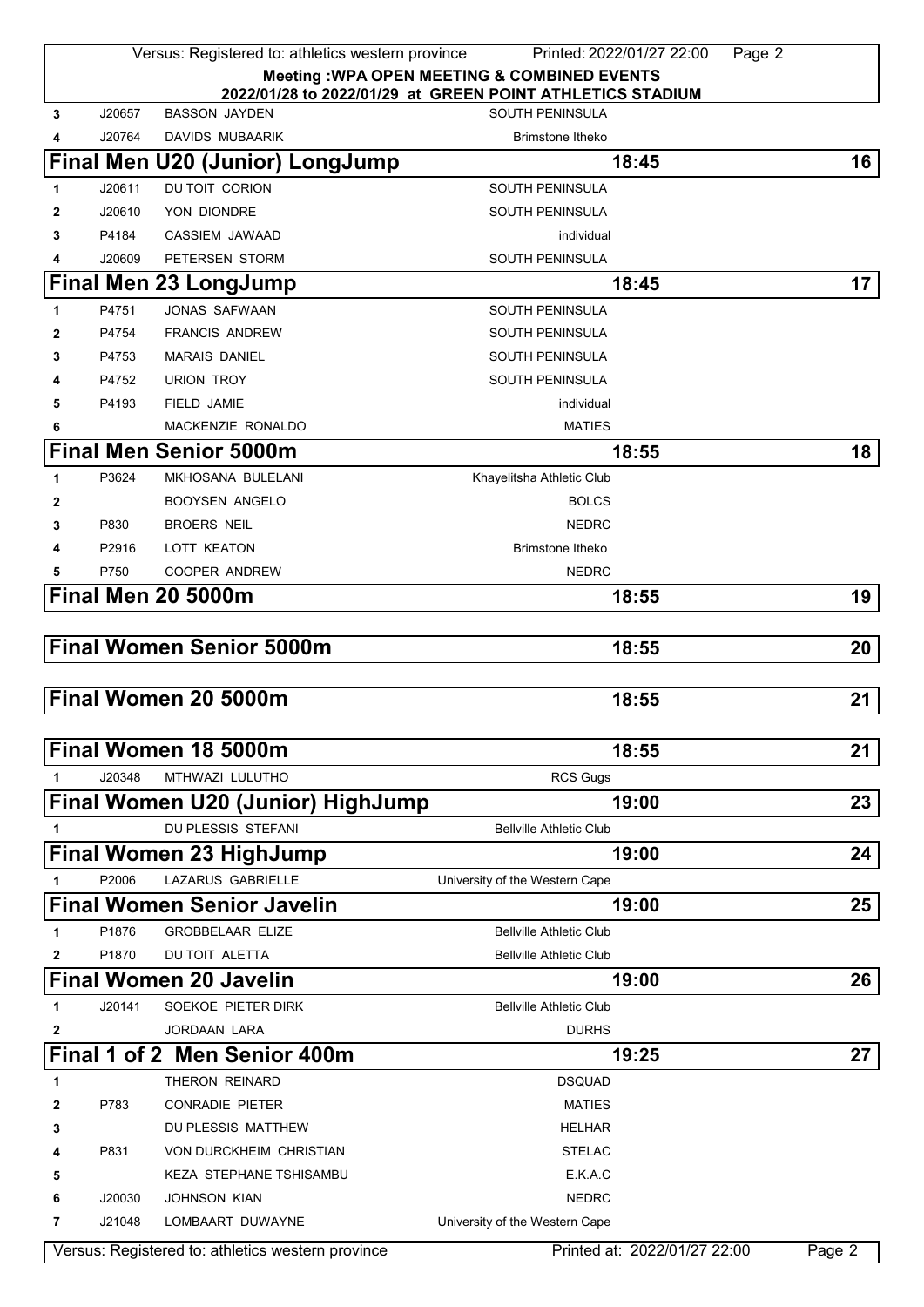**Meeting :WPA OPEN MEETING & COMBINED EVENTS**
**2022/01/28 to 2022/01/29 at GREEN POINT ATHLETICS STADIUM**

| | | | |
|---|---|---|---|
| 3 | J20657 | BASSON JAYDEN | SOUTH PENINSULA |
| 4 | J20764 | DAVIDS MUBAARIK | Brimstone Itheko |

## Final Men U20 (Junior) LongJump — 18:45 — 16

| | | | |
|---|---|---|---|
| 1 | J20611 | DU TOIT CORION | SOUTH PENINSULA |
| 2 | J20610 | YON DIONDRE | SOUTH PENINSULA |
| 3 | P4184 | CASSIEM JAWAAD | individual |
| 4 | J20609 | PETERSEN STORM | SOUTH PENINSULA |

## Final Men 23 LongJump — 18:45 — 17

| | | | |
|---|---|---|---|
| 1 | P4751 | JONAS SAFWAAN | SOUTH PENINSULA |
| 2 | P4754 | FRANCIS ANDREW | SOUTH PENINSULA |
| 3 | P4753 | MARAIS DANIEL | SOUTH PENINSULA |
| 4 | P4752 | URION TROY | SOUTH PENINSULA |
| 5 | P4193 | FIELD JAMIE | individual |
| 6 | | MACKENZIE RONALDO | MATIES |

## Final Men Senior 5000m — 18:55 — 18

| | | | |
|---|---|---|---|
| 1 | P3624 | MKHOSANA BULELANI | Khayelitsha Athletic Club |
| 2 | | BOOYSEN ANGELO | BOLCS |
| 3 | P830 | BROERS NEIL | NEDRC |
| 4 | P2916 | LOTT KEATON | Brimstone Itheko |
| 5 | P750 | COOPER ANDREW | NEDRC |

## Final Men 20 5000m — 18:55 — 19

## Final Women Senior 5000m — 18:55 — 20

## Final Women 20 5000m — 18:55 — 21

## Final Women 18 5000m — 18:55 — 21

| | | | |
|---|---|---|---|
| 1 | J20348 | MTHWAZI LULUTHO | RCS Gugs |

## Final Women U20 (Junior) HighJump — 19:00 — 23

| | | | |
|---|---|---|---|
| 1 | | DU PLESSIS STEFANI | Bellville Athletic Club |

## Final Women 23 HighJump — 19:00 — 24

| | | | |
|---|---|---|---|
| 1 | P2006 | LAZARUS GABRIELLE | University of the Western Cape |

## Final Women Senior Javelin — 19:00 — 25

| | | | |
|---|---|---|---|
| 1 | P1876 | GROBBELAAR ELIZE | Bellville Athletic Club |
| 2 | P1870 | DU TOIT ALETTA | Bellville Athletic Club |

## Final Women 20 Javelin — 19:00 — 26

| | | | |
|---|---|---|---|
| 1 | J20141 | SOEKOE PIETER DIRK | Bellville Athletic Club |
| 2 | | JORDAAN LARA | DURHS |

## Final 1 of 2 Men Senior 400m — 19:25 — 27

| | | | |
|---|---|---|---|
| 1 | | THERON REINARD | DSQUAD |
| 2 | P783 | CONRADIE PIETER | MATIES |
| 3 | | DU PLESSIS MATTHEW | HELHAR |
| 4 | P831 | VON DURCKHEIM CHRISTIAN | STELAC |
| 5 | | KEZA STEPHANE TSHISAMBU | E.K.A.C |
| 6 | J20030 | JOHNSON KIAN | NEDRC |
| 7 | J21048 | LOMBAART DUWAYNE | University of the Western Cape |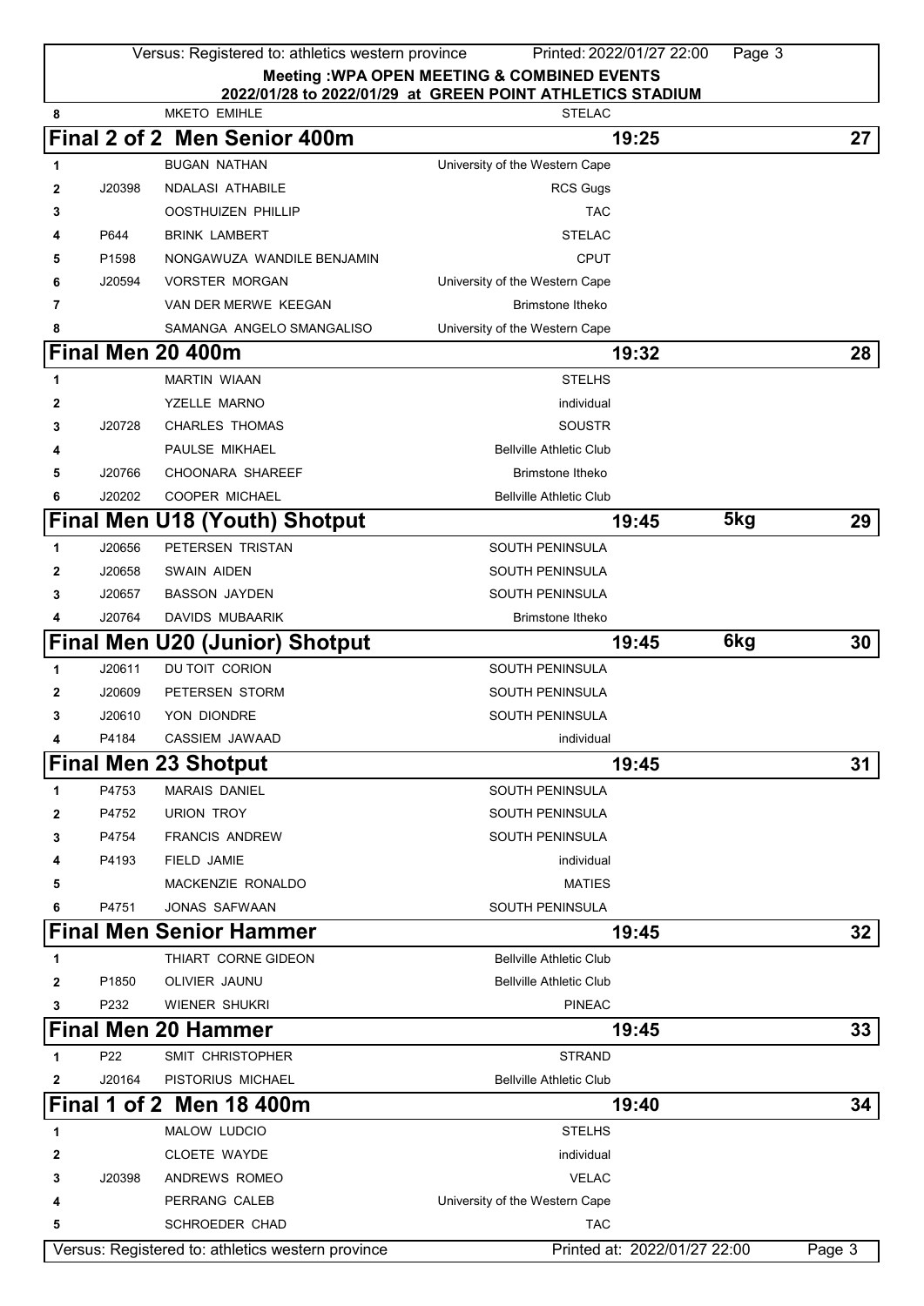**Meeting :WPA OPEN MEETING & COMBINED EVENTS**
**2022/01/28 to 2022/01/29 at GREEN POINT ATHLETICS STADIUM**

| | | | |
|---|---|---|---|
| 8 | | MKETO EMIHLE | STELAC |

## Final 2 of 2 Men Senior 400m — 19:25 — 27

| | | | |
|---|---|---|---|
| 1 | | BUGAN NATHAN | University of the Western Cape |
| 2 | J20398 | NDALASI ATHABILE | RCS Gugs |
| 3 | | OOSTHUIZEN PHILLIP | TAC |
| 4 | P644 | BRINK LAMBERT | STELAC |
| 5 | P1598 | NONGAWUZA WANDILE BENJAMIN | CPUT |
| 6 | J20594 | VORSTER MORGAN | University of the Western Cape |
| 7 | | VAN DER MERWE KEEGAN | Brimstone Itheko |
| 8 | | SAMANGA ANGELO SMANGALISO | University of the Western Cape |

## Final Men 20 400m — 19:32 — 28

| | | | |
|---|---|---|---|
| 1 | | MARTIN WIAAN | STELHS |
| 2 | | YZELLE MARNO | individual |
| 3 | J20728 | CHARLES THOMAS | SOUSTR |
| 4 | | PAULSE MIKHAEL | Bellville Athletic Club |
| 5 | J20766 | CHOONARA SHAREEF | Brimstone Itheko |
| 6 | J20202 | COOPER MICHAEL | Bellville Athletic Club |

## Final Men U18 (Youth) Shotput — 19:45 — 5kg — 29

| | | | |
|---|---|---|---|
| 1 | J20656 | PETERSEN TRISTAN | SOUTH PENINSULA |
| 2 | J20658 | SWAIN AIDEN | SOUTH PENINSULA |
| 3 | J20657 | BASSON JAYDEN | SOUTH PENINSULA |
| 4 | J20764 | DAVIDS MUBAARIK | Brimstone Itheko |

## Final Men U20 (Junior) Shotput — 19:45 — 6kg — 30

| | | | |
|---|---|---|---|
| 1 | J20611 | DU TOIT CORION | SOUTH PENINSULA |
| 2 | J20609 | PETERSEN STORM | SOUTH PENINSULA |
| 3 | J20610 | YON DIONDRE | SOUTH PENINSULA |
| 4 | P4184 | CASSIEM JAWAAD | individual |

## Final Men 23 Shotput — 19:45 — 31

| | | | |
|---|---|---|---|
| 1 | P4753 | MARAIS DANIEL | SOUTH PENINSULA |
| 2 | P4752 | URION TROY | SOUTH PENINSULA |
| 3 | P4754 | FRANCIS ANDREW | SOUTH PENINSULA |
| 4 | P4193 | FIELD JAMIE | individual |
| 5 | | MACKENZIE RONALDO | MATIES |
| 6 | P4751 | JONAS SAFWAAN | SOUTH PENINSULA |

## Final Men Senior Hammer — 19:45 — 32

| | | | |
|---|---|---|---|
| 1 | | THIART CORNE GIDEON | Bellville Athletic Club |
| 2 | P1850 | OLIVIER JAUNU | Bellville Athletic Club |
| 3 | P232 | WIENER SHUKRI | PINEAC |

## Final Men 20 Hammer — 19:45 — 33

| | | | |
|---|---|---|---|
| 1 | P22 | SMIT CHRISTOPHER | STRAND |
| 2 | J20164 | PISTORIUS MICHAEL | Bellville Athletic Club |

## Final 1 of 2 Men 18 400m — 19:40 — 34

| | | | |
|---|---|---|---|
| 1 | | MALOW LUDCIO | STELHS |
| 2 | | CLOETE WAYDE | individual |
| 3 | J20398 | ANDREWS ROMEO | VELAC |
| 4 | | PERRANG CALEB | University of the Western Cape |
| 5 | | SCHROEDER CHAD | TAC |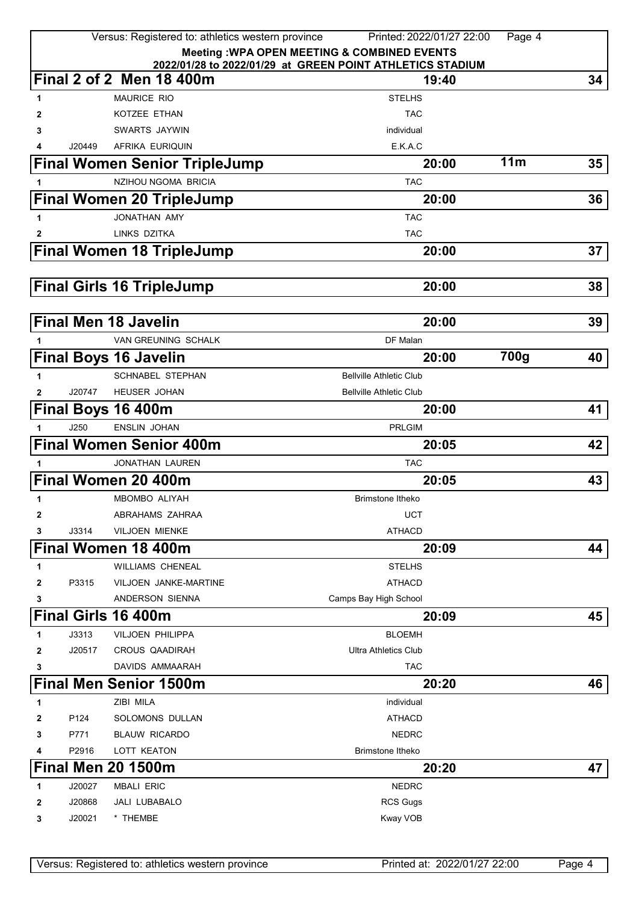Meeting :WPA OPEN MEETING & COMBINED EVENTS
2022/01/28 to 2022/01/29 at GREEN POINT ATHLETICS STADIUM

## Final 2 of 2 Men 18 400m — 19:40 — 34

| | | | |
|---|---|---|---|
| 1 | | MAURICE RIO | STELHS |
| 2 | | KOTZEE ETHAN | TAC |
| 3 | | SWARTS JAYWIN | individual |
| 4 | J20449 | AFRIKA EURIQUIN | E.K.A.C |

## Final Women Senior TripleJump — 20:00 — 11m — 35

| | | | |
|---|---|---|---|
| 1 | | NZIHOU NGOMA BRICIA | TAC |

## Final Women 20 TripleJump — 20:00 — 36

| | | | |
|---|---|---|---|
| 1 | | JONATHAN AMY | TAC |
| 2 | | LINKS DZITKA | TAC |

## Final Women 18 TripleJump — 20:00 — 37

## Final Girls 16 TripleJump — 20:00 — 38

## Final Men 18 Javelin — 20:00 — 39

| | | | |
|---|---|---|---|
| 1 | | VAN GREUNING SCHALK | DF Malan |

## Final Boys 16 Javelin — 20:00 — 700g — 40

| | | | |
|---|---|---|---|
| 1 | | SCHNABEL STEPHAN | Bellville Athletic Club |
| 2 | J20747 | HEUSER JOHAN | Bellville Athletic Club |

## Final Boys 16 400m — 20:00 — 41

| | | | |
|---|---|---|---|
| 1 | J250 | ENSLIN JOHAN | PRLGIM |

## Final Women Senior 400m — 20:05 — 42

| | | | |
|---|---|---|---|
| 1 | | JONATHAN LAUREN | TAC |

## Final Women 20 400m — 20:05 — 43

| | | | |
|---|---|---|---|
| 1 | | MBOMBO ALIYAH | Brimstone Itheko |
| 2 | | ABRAHAMS ZAHRAA | UCT |
| 3 | J3314 | VILJOEN MIENKE | ATHACD |

## Final Women 18 400m — 20:09 — 44

| | | | |
|---|---|---|---|
| 1 | | WILLIAMS CHENEAL | STELHS |
| 2 | P3315 | VILJOEN JANKE-MARTINE | ATHACD |
| 3 | | ANDERSON SIENNA | Camps Bay High School |

## Final Girls 16 400m — 20:09 — 45

| | | | |
|---|---|---|---|
| 1 | J3313 | VILJOEN PHILIPPA | BLOEMH |
| 2 | J20517 | CROUS QAADIRAH | Ultra Athletics Club |
| 3 | | DAVIDS AMMAARAH | TAC |

## Final Men Senior 1500m — 20:20 — 46

| | | | |
|---|---|---|---|
| 1 | | ZIBI MILA | individual |
| 2 | P124 | SOLOMONS DULLAN | ATHACD |
| 3 | P771 | BLAUW RICARDO | NEDRC |
| 4 | P2916 | LOTT KEATON | Brimstone Itheko |

## Final Men 20 1500m — 20:20 — 47

| | | | |
|---|---|---|---|
| 1 | J20027 | MBALI ERIC | NEDRC |
| 2 | J20868 | JALI LUBABALO | RCS Gugs |
| 3 | J20021 | * THEMBE | Kway VOB |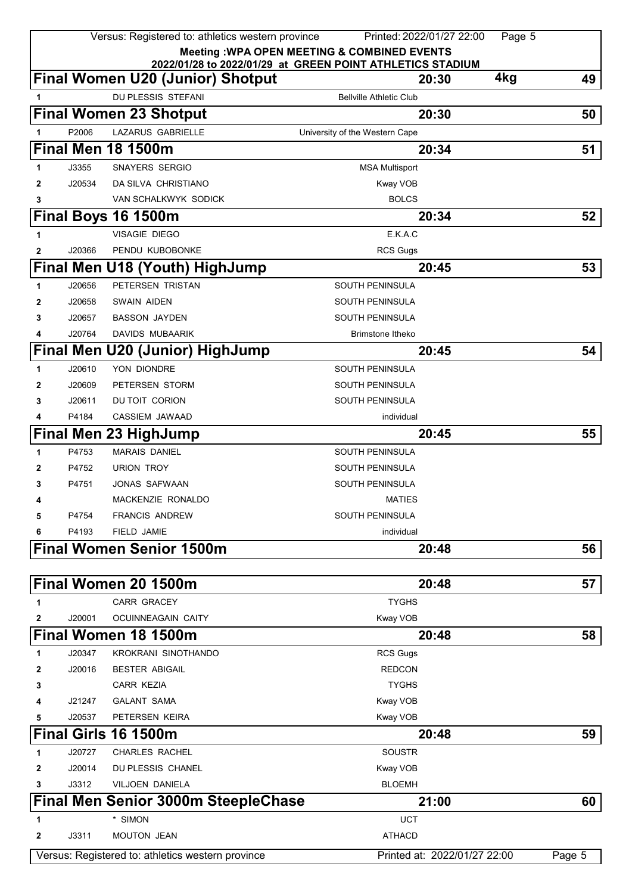**Meeting :WPA OPEN MEETING & COMBINED EVENTS**
**2022/01/28 to 2022/01/29 at GREEN POINT ATHLETICS STADIUM**

## Final Women U20 (Junior) Shotput — 20:30 — 4kg — 49

| | | | |
|---|---|---|---|
| 1 | | DU PLESSIS STEFANI | Bellville Athletic Club |

## Final Women 23 Shotput — 20:30 — 50

| | | | |
|---|---|---|---|
| 1 | P2006 | LAZARUS GABRIELLE | University of the Western Cape |

## Final Men 18 1500m — 20:34 — 51

| | | | |
|---|---|---|---|
| 1 | J3355 | SNAYERS SERGIO | MSA Multisport |
| 2 | J20534 | DA SILVA CHRISTIANO | Kway VOB |
| 3 | | VAN SCHALKWYK SODICK | BOLCS |

## Final Boys 16 1500m — 20:34 — 52

| | | | |
|---|---|---|---|
| 1 | | VISAGIE DIEGO | E.K.A.C |
| 2 | J20366 | PENDU KUBOBONKE | RCS Gugs |

## Final Men U18 (Youth) HighJump — 20:45 — 53

| | | | |
|---|---|---|---|
| 1 | J20656 | PETERSEN TRISTAN | SOUTH PENINSULA |
| 2 | J20658 | SWAIN AIDEN | SOUTH PENINSULA |
| 3 | J20657 | BASSON JAYDEN | SOUTH PENINSULA |
| 4 | J20764 | DAVIDS MUBAARIK | Brimstone Itheko |

## Final Men U20 (Junior) HighJump — 20:45 — 54

| | | | |
|---|---|---|---|
| 1 | J20610 | YON DIONDRE | SOUTH PENINSULA |
| 2 | J20609 | PETERSEN STORM | SOUTH PENINSULA |
| 3 | J20611 | DU TOIT CORION | SOUTH PENINSULA |
| 4 | P4184 | CASSIEM JAWAAD | individual |

## Final Men 23 HighJump — 20:45 — 55

| | | | |
|---|---|---|---|
| 1 | P4753 | MARAIS DANIEL | SOUTH PENINSULA |
| 2 | P4752 | URION TROY | SOUTH PENINSULA |
| 3 | P4751 | JONAS SAFWAAN | SOUTH PENINSULA |
| 4 | | MACKENZIE RONALDO | MATIES |
| 5 | P4754 | FRANCIS ANDREW | SOUTH PENINSULA |
| 6 | P4193 | FIELD JAMIE | individual |

## Final Women Senior 1500m — 20:48 — 56

## Final Women 20 1500m — 20:48 — 57

| | | | |
|---|---|---|---|
| 1 | | CARR GRACEY | TYGHS |
| 2 | J20001 | OCUINNEAGAIN CAITY | Kway VOB |

## Final Women 18 1500m — 20:48 — 58

| | | | |
|---|---|---|---|
| 1 | J20347 | KROKRANI SINOTHANDO | RCS Gugs |
| 2 | J20016 | BESTER ABIGAIL | REDCON |
| 3 | | CARR KEZIA | TYGHS |
| 4 | J21247 | GALANT SAMA | Kway VOB |
| 5 | J20537 | PETERSEN KEIRA | Kway VOB |

## Final Girls 16 1500m — 20:48 — 59

| | | | |
|---|---|---|---|
| 1 | J20727 | CHARLES RACHEL | SOUSTR |
| 2 | J20014 | DU PLESSIS CHANEL | Kway VOB |
| 3 | J3312 | VILJOEN DANIELA | BLOEMH |

## Final Men Senior 3000m SteepleChase — 21:00 — 60

| | | | |
|---|---|---|---|
| 1 | | * SIMON | UCT |
| 2 | J3311 | MOUTON JEAN | ATHACD |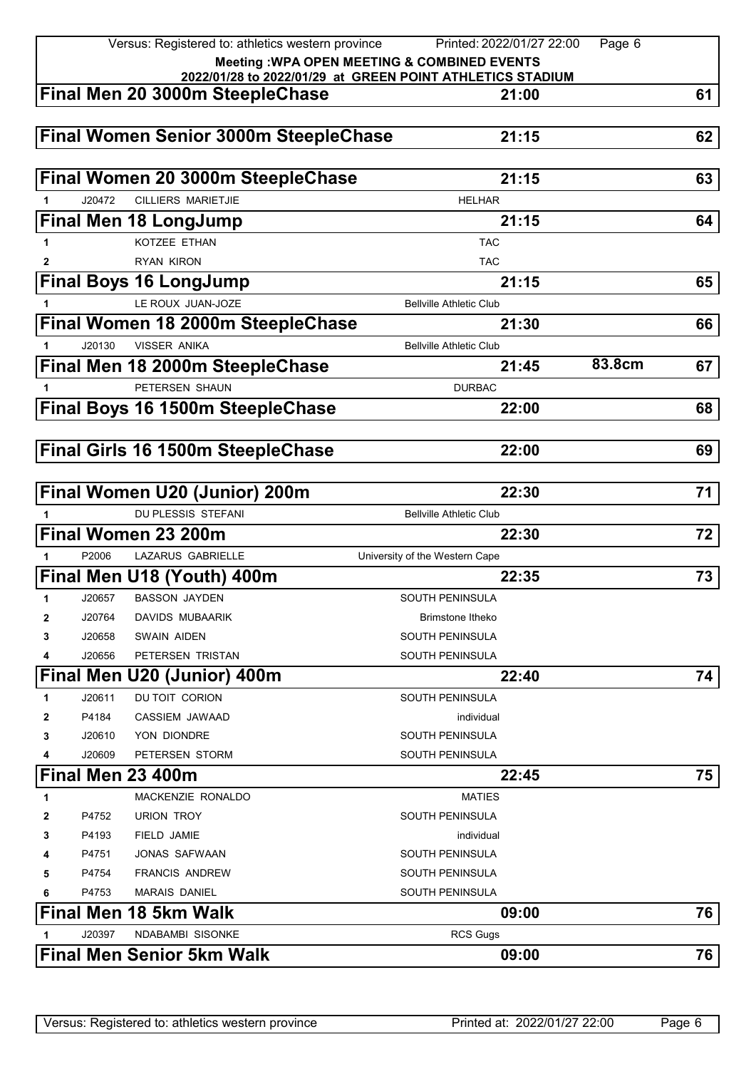**Meeting :WPA OPEN MEETING & COMBINED EVENTS**
**2022/01/28 to 2022/01/29 at GREEN POINT ATHLETICS STADIUM**

## Final Men 20 3000m SteepleChase — 21:00 — 61

## Final Women Senior 3000m SteepleChase — 21:15 — 62

## Final Women 20 3000m SteepleChase — 21:15 — 63

| | | | |
|---|---|---|---|
| 1 | J20472 | CILLIERS MARIETJIE | HELHAR |

## Final Men 18 LongJump — 21:15 — 64

| | | | |
|---|---|---|---|
| 1 | | KOTZEE ETHAN | TAC |
| 2 | | RYAN KIRON | TAC |

## Final Boys 16 LongJump — 21:15 — 65

| | | | |
|---|---|---|---|
| 1 | | LE ROUX JUAN-JOZE | Bellville Athletic Club |

## Final Women 18 2000m SteepleChase — 21:30 — 66

| | | | |
|---|---|---|---|
| 1 | J20130 | VISSER ANIKA | Bellville Athletic Club |

## Final Men 18 2000m SteepleChase — 21:45 — 83.8cm — 67

| | | | |
|---|---|---|---|
| 1 | | PETERSEN SHAUN | DURBAC |

## Final Boys 16 1500m SteepleChase — 22:00 — 68

## Final Girls 16 1500m SteepleChase — 22:00 — 69

## Final Women U20 (Junior) 200m — 22:30 — 71

| | | | |
|---|---|---|---|
| 1 | | DU PLESSIS STEFANI | Bellville Athletic Club |

## Final Women 23 200m — 22:30 — 72

| | | | |
|---|---|---|---|
| 1 | P2006 | LAZARUS GABRIELLE | University of the Western Cape |

## Final Men U18 (Youth) 400m — 22:35 — 73

| | | | |
|---|---|---|---|
| 1 | J20657 | BASSON JAYDEN | SOUTH PENINSULA |
| 2 | J20764 | DAVIDS MUBAARIK | Brimstone Itheko |
| 3 | J20658 | SWAIN AIDEN | SOUTH PENINSULA |
| 4 | J20656 | PETERSEN TRISTAN | SOUTH PENINSULA |

## Final Men U20 (Junior) 400m — 22:40 — 74

| | | | |
|---|---|---|---|
| 1 | J20611 | DU TOIT CORION | SOUTH PENINSULA |
| 2 | P4184 | CASSIEM JAWAAD | individual |
| 3 | J20610 | YON DIONDRE | SOUTH PENINSULA |
| 4 | J20609 | PETERSEN STORM | SOUTH PENINSULA |

## Final Men 23 400m — 22:45 — 75

| | | | |
|---|---|---|---|
| 1 | | MACKENZIE RONALDO | MATIES |
| 2 | P4752 | URION TROY | SOUTH PENINSULA |
| 3 | P4193 | FIELD JAMIE | individual |
| 4 | P4751 | JONAS SAFWAAN | SOUTH PENINSULA |
| 5 | P4754 | FRANCIS ANDREW | SOUTH PENINSULA |
| 6 | P4753 | MARAIS DANIEL | SOUTH PENINSULA |

## Final Men 18 5km Walk — 09:00 — 76

| | | | |
|---|---|---|---|
| 1 | J20397 | NDABAMBI SISONKE | RCS Gugs |

## Final Men Senior 5km Walk — 09:00 — 76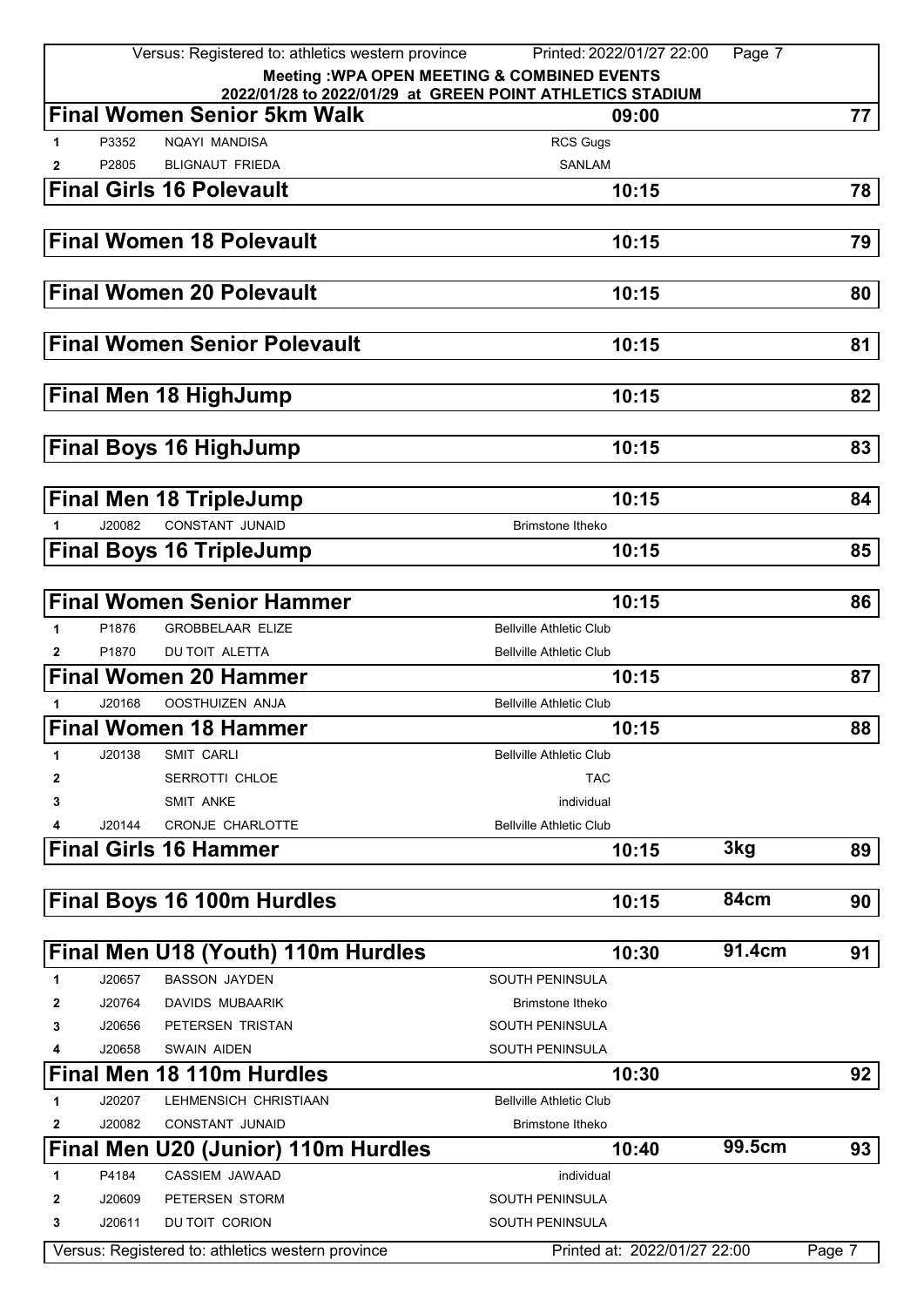**Meeting :WPA OPEN MEETING & COMBINED EVENTS**
**2022/01/28 to 2022/01/29 at GREEN POINT ATHLETICS STADIUM**

## Final Women Senior 5km Walk — 09:00 — 77

| | | | |
|---|---|---|---|
| 1 | P3352 | NQAYI MANDISA | RCS Gugs |
| 2 | P2805 | BLIGNAUT FRIEDA | SANLAM |

## Final Girls 16 Polevault — 10:15 — 78

## Final Women 18 Polevault — 10:15 — 79

## Final Women 20 Polevault — 10:15 — 80

## Final Women Senior Polevault — 10:15 — 81

## Final Men 18 HighJump — 10:15 — 82

## Final Boys 16 HighJump — 10:15 — 83

## Final Men 18 TripleJump — 10:15 — 84

| | | | |
|---|---|---|---|
| 1 | J20082 | CONSTANT JUNAID | Brimstone Itheko |

## Final Boys 16 TripleJump — 10:15 — 85

## Final Women Senior Hammer — 10:15 — 86

| | | | |
|---|---|---|---|
| 1 | P1876 | GROBBELAAR ELIZE | Bellville Athletic Club |
| 2 | P1870 | DU TOIT ALETTA | Bellville Athletic Club |

## Final Women 20 Hammer — 10:15 — 87

| | | | |
|---|---|---|---|
| 1 | J20168 | OOSTHUIZEN ANJA | Bellville Athletic Club |

## Final Women 18 Hammer — 10:15 — 88

| | | | |
|---|---|---|---|
| 1 | J20138 | SMIT CARLI | Bellville Athletic Club |
| 2 | | SERROTTI CHLOE | TAC |
| 3 | | SMIT ANKE | individual |
| 4 | J20144 | CRONJE CHARLOTTE | Bellville Athletic Club |

## Final Girls 16 Hammer — 10:15 — 3kg — 89

## Final Boys 16 100m Hurdles — 10:15 — 84cm — 90

## Final Men U18 (Youth) 110m Hurdles — 10:30 — 91.4cm — 91

| | | | |
|---|---|---|---|
| 1 | J20657 | BASSON JAYDEN | SOUTH PENINSULA |
| 2 | J20764 | DAVIDS MUBAARIK | Brimstone Itheko |
| 3 | J20656 | PETERSEN TRISTAN | SOUTH PENINSULA |
| 4 | J20658 | SWAIN AIDEN | SOUTH PENINSULA |

## Final Men 18 110m Hurdles — 10:30 — 92

| | | | |
|---|---|---|---|
| 1 | J20207 | LEHMENSICH CHRISTIAAN | Bellville Athletic Club |
| 2 | J20082 | CONSTANT JUNAID | Brimstone Itheko |

## Final Men U20 (Junior) 110m Hurdles — 10:40 — 99.5cm — 93

| | | | |
|---|---|---|---|
| 1 | P4184 | CASSIEM JAWAAD | individual |
| 2 | J20609 | PETERSEN STORM | SOUTH PENINSULA |
| 3 | J20611 | DU TOIT CORION | SOUTH PENINSULA |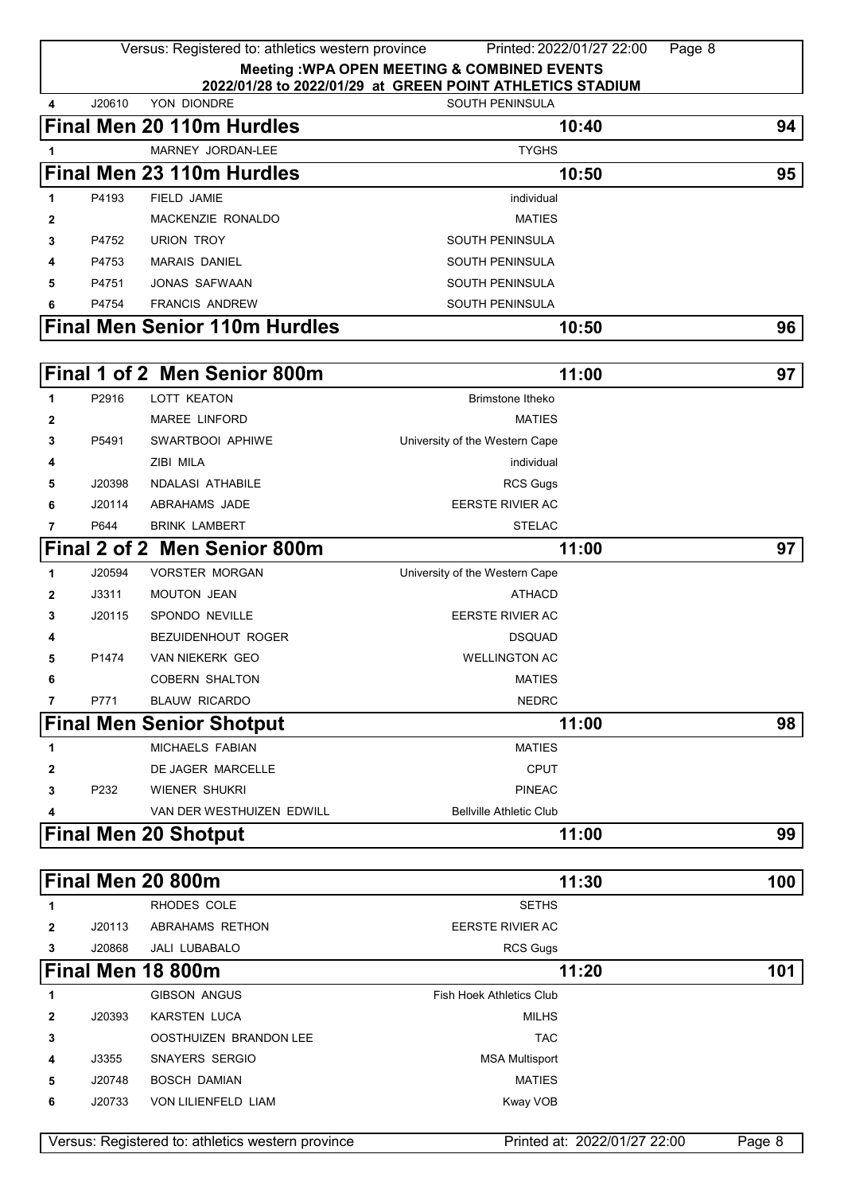**Meeting :WPA OPEN MEETING & COMBINED EVENTS**
**2022/01/28 to 2022/01/29 at GREEN POINT ATHLETICS STADIUM**

| 4 | J20610 | YON DIONDRE | SOUTH PENINSULA |
|---|---|---|---|

## Final Men 20 110m Hurdles — 10:40 — 94

| | | | |
|---|---|---|---|
| 1 | | MARNEY JORDAN-LEE | TYGHS |

## Final Men 23 110m Hurdles — 10:50 — 95

| | | | |
|---|---|---|---|
| 1 | P4193 | FIELD JAMIE | individual |
| 2 | | MACKENZIE RONALDO | MATIES |
| 3 | P4752 | URION TROY | SOUTH PENINSULA |
| 4 | P4753 | MARAIS DANIEL | SOUTH PENINSULA |
| 5 | P4751 | JONAS SAFWAAN | SOUTH PENINSULA |
| 6 | P4754 | FRANCIS ANDREW | SOUTH PENINSULA |

## Final Men Senior 110m Hurdles — 10:50 — 96

## Final 1 of 2 Men Senior 800m — 11:00 — 97

| | | | |
|---|---|---|---|
| 1 | P2916 | LOTT KEATON | Brimstone Itheko |
| 2 | | MAREE LINFORD | MATIES |
| 3 | P5491 | SWARTBOOI APHIWE | University of the Western Cape |
| 4 | | ZIBI MILA | individual |
| 5 | J20398 | NDALASI ATHABILE | RCS Gugs |
| 6 | J20114 | ABRAHAMS JADE | EERSTE RIVIER AC |
| 7 | P644 | BRINK LAMBERT | STELAC |

## Final 2 of 2 Men Senior 800m — 11:00 — 97

| | | | |
|---|---|---|---|
| 1 | J20594 | VORSTER MORGAN | University of the Western Cape |
| 2 | J3311 | MOUTON JEAN | ATHACD |
| 3 | J20115 | SPONDO NEVILLE | EERSTE RIVIER AC |
| 4 | | BEZUIDENHOUT ROGER | DSQUAD |
| 5 | P1474 | VAN NIEKERK GEO | WELLINGTON AC |
| 6 | | COBERN SHALTON | MATIES |
| 7 | P771 | BLAUW RICARDO | NEDRC |

## Final Men Senior Shotput — 11:00 — 98

| | | | |
|---|---|---|---|
| 1 | | MICHAELS FABIAN | MATIES |
| 2 | | DE JAGER MARCELLE | CPUT |
| 3 | P232 | WIENER SHUKRI | PINEAC |
| 4 | | VAN DER WESTHUIZEN EDWILL | Bellville Athletic Club |

## Final Men 20 Shotput — 11:00 — 99

## Final Men 20 800m — 11:30 — 100

| | | | |
|---|---|---|---|
| 1 | | RHODES COLE | SETHS |
| 2 | J20113 | ABRAHAMS RETHON | EERSTE RIVIER AC |
| 3 | J20868 | JALI LUBABALO | RCS Gugs |

## Final Men 18 800m — 11:20 — 101

| | | | |
|---|---|---|---|
| 1 | | GIBSON ANGUS | Fish Hoek Athletics Club |
| 2 | J20393 | KARSTEN LUCA | MILHS |
| 3 | | OOSTHUIZEN BRANDON LEE | TAC |
| 4 | J3355 | SNAYERS SERGIO | MSA Multisport |
| 5 | J20748 | BOSCH DAMIAN | MATIES |
| 6 | J20733 | VON LILIENFELD LIAM | Kway VOB |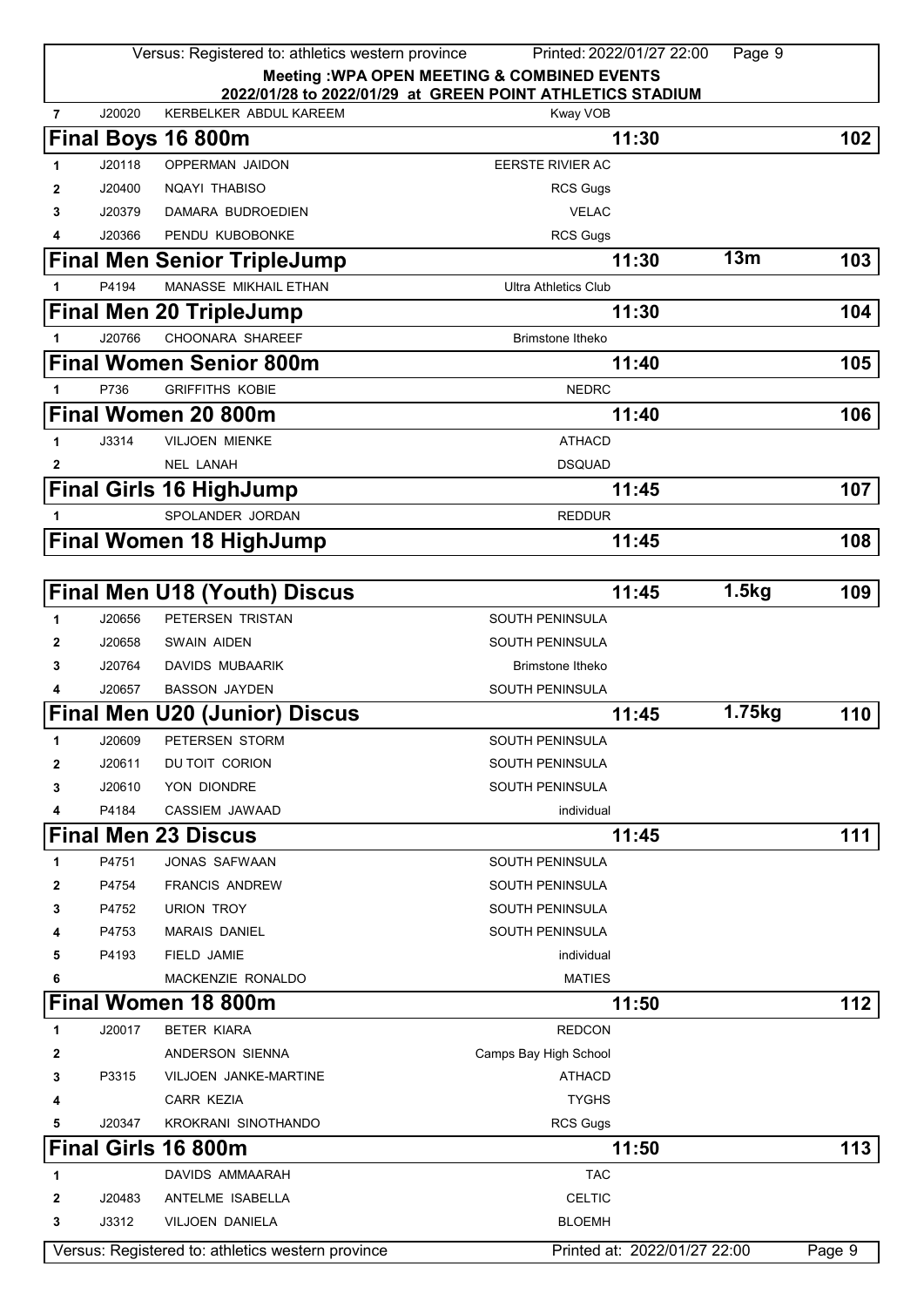Meeting :WPA OPEN MEETING & COMBINED EVENTS
2022/01/28 to 2022/01/29 at GREEN POINT ATHLETICS STADIUM

| 7 | J20020 | KERBELKER ABDUL KAREEM | Kway VOB |
|---|---|---|---|

## Final Boys 16 800m — 11:30 — 102

| # | ID | Name | Club |
|---|---|---|---|
| 1 | J20118 | OPPERMAN JAIDON | EERSTE RIVIER AC |
| 2 | J20400 | NQAYI THABISO | RCS Gugs |
| 3 | J20379 | DAMARA BUDROEDIEN | VELAC |
| 4 | J20366 | PENDU KUBOBONKE | RCS Gugs |

## Final Men Senior TripleJump — 11:30 — 13m — 103

| # | ID | Name | Club |
|---|---|---|---|
| 1 | P4194 | MANASSE MIKHAIL ETHAN | Ultra Athletics Club |

## Final Men 20 TripleJump — 11:30 — 104

| # | ID | Name | Club |
|---|---|---|---|
| 1 | J20766 | CHOONARA SHAREEF | Brimstone Itheko |

## Final Women Senior 800m — 11:40 — 105

| # | ID | Name | Club |
|---|---|---|---|
| 1 | P736 | GRIFFITHS KOBIE | NEDRC |

## Final Women 20 800m — 11:40 — 106

| # | ID | Name | Club |
|---|---|---|---|
| 1 | J3314 | VILJOEN MIENKE | ATHACD |
| 2 | | NEL LANAH | DSQUAD |

## Final Girls 16 HighJump — 11:45 — 107

| # | ID | Name | Club |
|---|---|---|---|
| 1 | | SPOLANDER JORDAN | REDDUR |

## Final Women 18 HighJump — 11:45 — 108

## Final Men U18 (Youth) Discus — 11:45 — 1.5kg — 109

| # | ID | Name | Club |
|---|---|---|---|
| 1 | J20656 | PETERSEN TRISTAN | SOUTH PENINSULA |
| 2 | J20658 | SWAIN AIDEN | SOUTH PENINSULA |
| 3 | J20764 | DAVIDS MUBAARIK | Brimstone Itheko |
| 4 | J20657 | BASSON JAYDEN | SOUTH PENINSULA |

## Final Men U20 (Junior) Discus — 11:45 — 1.75kg — 110

| # | ID | Name | Club |
|---|---|---|---|
| 1 | J20609 | PETERSEN STORM | SOUTH PENINSULA |
| 2 | J20611 | DU TOIT CORION | SOUTH PENINSULA |
| 3 | J20610 | YON DIONDRE | SOUTH PENINSULA |
| 4 | P4184 | CASSIEM JAWAAD | individual |

## Final Men 23 Discus — 11:45 — 111

| # | ID | Name | Club |
|---|---|---|---|
| 1 | P4751 | JONAS SAFWAAN | SOUTH PENINSULA |
| 2 | P4754 | FRANCIS ANDREW | SOUTH PENINSULA |
| 3 | P4752 | URION TROY | SOUTH PENINSULA |
| 4 | P4753 | MARAIS DANIEL | SOUTH PENINSULA |
| 5 | P4193 | FIELD JAMIE | individual |
| 6 | | MACKENZIE RONALDO | MATIES |

## Final Women 18 800m — 11:50 — 112

| # | ID | Name | Club |
|---|---|---|---|
| 1 | J20017 | BETER KIARA | REDCON |
| 2 | | ANDERSON SIENNA | Camps Bay High School |
| 3 | P3315 | VILJOEN JANKE-MARTINE | ATHACD |
| 4 | | CARR KEZIA | TYGHS |
| 5 | J20347 | KROKRANI SINOTHANDO | RCS Gugs |

## Final Girls 16 800m — 11:50 — 113

| # | ID | Name | Club |
|---|---|---|---|
| 1 | | DAVIDS AMMAARAH | TAC |
| 2 | J20483 | ANTELME ISABELLA | CELTIC |
| 3 | J3312 | VILJOEN DANIELA | BLOEMH |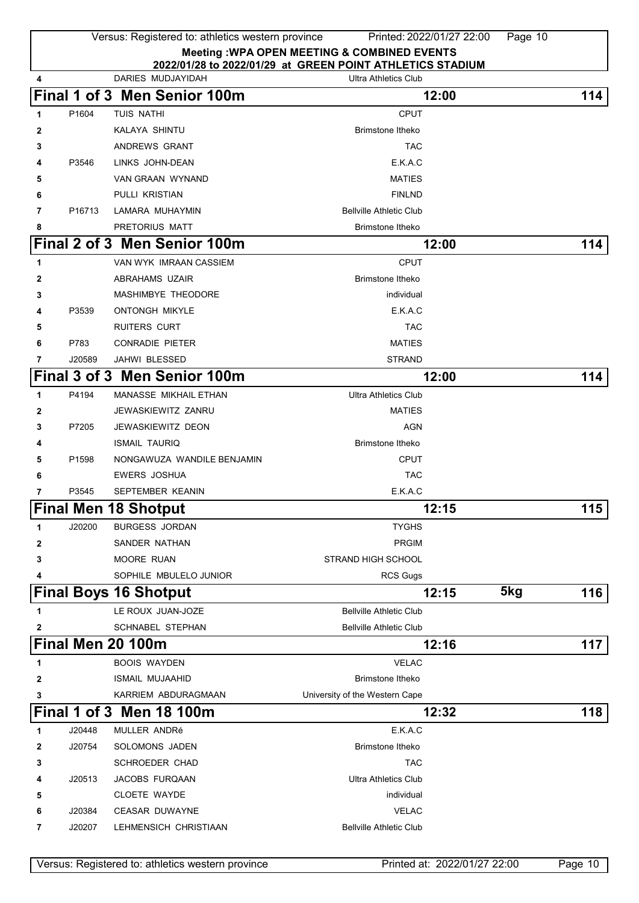Meeting :WPA OPEN MEETING & COMBINED EVENTS
2022/01/28 to 2022/01/29 at GREEN POINT ATHLETICS STADIUM

| | | | |
|---|---|---|---|
| 4 | | DARIES MUDJAYIDAH | Ultra Athletics Club |

## Final 1 of 3 Men Senior 100m — 12:00 — 114

| | | | |
|---|---|---|---|
| 1 | P1604 | TUIS NATHI | CPUT |
| 2 | | KALAYA SHINTU | Brimstone Itheko |
| 3 | | ANDREWS GRANT | TAC |
| 4 | P3546 | LINKS JOHN-DEAN | E.K.A.C |
| 5 | | VAN GRAAN WYNAND | MATIES |
| 6 | | PULLI KRISTIAN | FINLND |
| 7 | P16713 | LAMARA MUHAYMIN | Bellville Athletic Club |
| 8 | | PRETORIUS MATT | Brimstone Itheko |

## Final 2 of 3 Men Senior 100m — 12:00 — 114

| | | | |
|---|---|---|---|
| 1 | | VAN WYK IMRAAN CASSIEM | CPUT |
| 2 | | ABRAHAMS UZAIR | Brimstone Itheko |
| 3 | | MASHIMBYE THEODORE | individual |
| 4 | P3539 | ONTONGH MIKYLE | E.K.A.C |
| 5 | | RUITERS CURT | TAC |
| 6 | P783 | CONRADIE PIETER | MATIES |
| 7 | J20589 | JAHWI BLESSED | STRAND |

## Final 3 of 3 Men Senior 100m — 12:00 — 114

| | | | |
|---|---|---|---|
| 1 | P4194 | MANASSE MIKHAIL ETHAN | Ultra Athletics Club |
| 2 | | JEWASKIEWITZ ZANRU | MATIES |
| 3 | P7205 | JEWASKIEWITZ DEON | AGN |
| 4 | | ISMAIL TAURIQ | Brimstone Itheko |
| 5 | P1598 | NONGAWUZA WANDILE BENJAMIN | CPUT |
| 6 | | EWERS JOSHUA | TAC |
| 7 | P3545 | SEPTEMBER KEANIN | E.K.A.C |

## Final Men 18 Shotput — 12:15 — 115

| | | | |
|---|---|---|---|
| 1 | J20200 | BURGESS JORDAN | TYGHS |
| 2 | | SANDER NATHAN | PRGIM |
| 3 | | MOORE RUAN | STRAND HIGH SCHOOL |
| 4 | | SOPHILE MBULELO JUNIOR | RCS Gugs |

## Final Boys 16 Shotput — 12:15 — 5kg — 116

| | | | |
|---|---|---|---|
| 1 | | LE ROUX JUAN-JOZE | Bellville Athletic Club |
| 2 | | SCHNABEL STEPHAN | Bellville Athletic Club |

## Final Men 20 100m — 12:16 — 117

| | | | |
|---|---|---|---|
| 1 | | BOOIS WAYDEN | VELAC |
| 2 | | ISMAIL MUJAAHID | Brimstone Itheko |
| 3 | | KARRIEM ABDURAGMAAN | University of the Western Cape |

## Final 1 of 3 Men 18 100m — 12:32 — 118

| | | | |
|---|---|---|---|
| 1 | J20448 | MULLER ANDRé | E.K.A.C |
| 2 | J20754 | SOLOMONS JADEN | Brimstone Itheko |
| 3 | | SCHROEDER CHAD | TAC |
| 4 | J20513 | JACOBS FURQAAN | Ultra Athletics Club |
| 5 | | CLOETE WAYDE | individual |
| 6 | J20384 | CEASAR DUWAYNE | VELAC |
| 7 | J20207 | LEHMENSICH CHRISTIAAN | Bellville Athletic Club |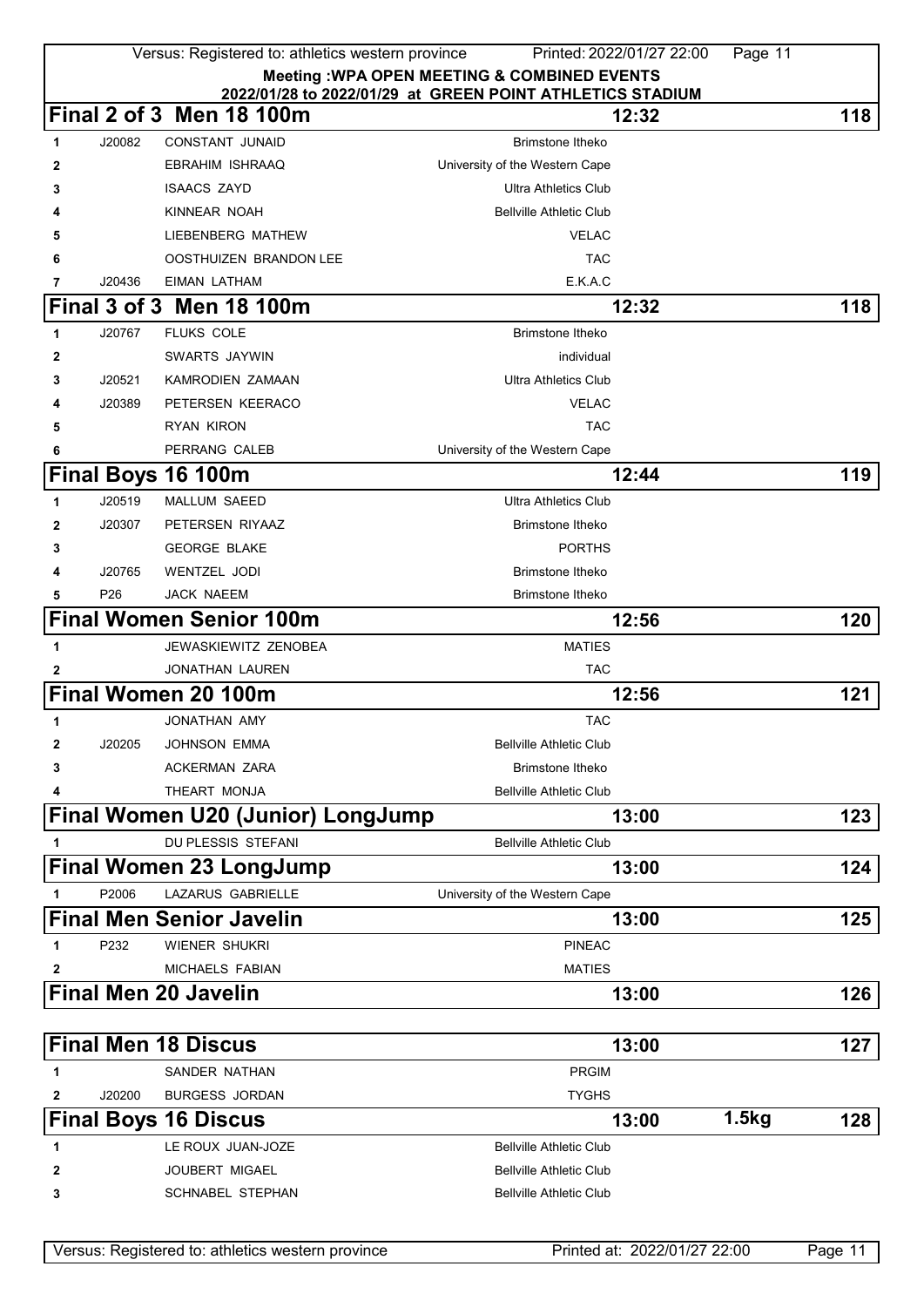**Meeting :WPA OPEN MEETING & COMBINED EVENTS**
**2022/01/28 to 2022/01/29 at GREEN POINT ATHLETICS STADIUM**

## Final 2 of 3 Men 18 100m — 12:32 — 118

| | | | |
|---|---|---|---|
| 1 | J20082 | CONSTANT JUNAID | Brimstone Itheko |
| 2 | | EBRAHIM ISHRAAQ | University of the Western Cape |
| 3 | | ISAACS ZAYD | Ultra Athletics Club |
| 4 | | KINNEAR NOAH | Bellville Athletic Club |
| 5 | | LIEBENBERG MATHEW | VELAC |
| 6 | | OOSTHUIZEN BRANDON LEE | TAC |
| 7 | J20436 | EIMAN LATHAM | E.K.A.C |

## Final 3 of 3 Men 18 100m — 12:32 — 118

| | | | |
|---|---|---|---|
| 1 | J20767 | FLUKS COLE | Brimstone Itheko |
| 2 | | SWARTS JAYWIN | individual |
| 3 | J20521 | KAMRODIEN ZAMAAN | Ultra Athletics Club |
| 4 | J20389 | PETERSEN KEERACO | VELAC |
| 5 | | RYAN KIRON | TAC |
| 6 | | PERRANG CALEB | University of the Western Cape |

## Final Boys 16 100m — 12:44 — 119

| | | | |
|---|---|---|---|
| 1 | J20519 | MALLUM SAEED | Ultra Athletics Club |
| 2 | J20307 | PETERSEN RIYAAZ | Brimstone Itheko |
| 3 | | GEORGE BLAKE | PORTHS |
| 4 | J20765 | WENTZEL JODI | Brimstone Itheko |
| 5 | P26 | JACK NAEEM | Brimstone Itheko |

## Final Women Senior 100m — 12:56 — 120

| | | | |
|---|---|---|---|
| 1 | | JEWASKIEWITZ ZENOBEA | MATIES |
| 2 | | JONATHAN LAUREN | TAC |

## Final Women 20 100m — 12:56 — 121

| | | | |
|---|---|---|---|
| 1 | | JONATHAN AMY | TAC |
| 2 | J20205 | JOHNSON EMMA | Bellville Athletic Club |
| 3 | | ACKERMAN ZARA | Brimstone Itheko |
| 4 | | THEART MONJA | Bellville Athletic Club |

## Final Women U20 (Junior) LongJump — 13:00 — 123

| | | | |
|---|---|---|---|
| 1 | | DU PLESSIS STEFANI | Bellville Athletic Club |

## Final Women 23 LongJump — 13:00 — 124

| | | | |
|---|---|---|---|
| 1 | P2006 | LAZARUS GABRIELLE | University of the Western Cape |

## Final Men Senior Javelin — 13:00 — 125

| | | | |
|---|---|---|---|
| 1 | P232 | WIENER SHUKRI | PINEAC |
| 2 | | MICHAELS FABIAN | MATIES |

## Final Men 20 Javelin — 13:00 — 126

## Final Men 18 Discus — 13:00 — 127

| | | | |
|---|---|---|---|
| 1 | | SANDER NATHAN | PRGIM |
| 2 | J20200 | BURGESS JORDAN | TYGHS |

## Final Boys 16 Discus — 13:00 — 1.5kg — 128

| | | | |
|---|---|---|---|
| 1 | | LE ROUX JUAN-JOZE | Bellville Athletic Club |
| 2 | | JOUBERT MIGAEL | Bellville Athletic Club |
| 3 | | SCHNABEL STEPHAN | Bellville Athletic Club |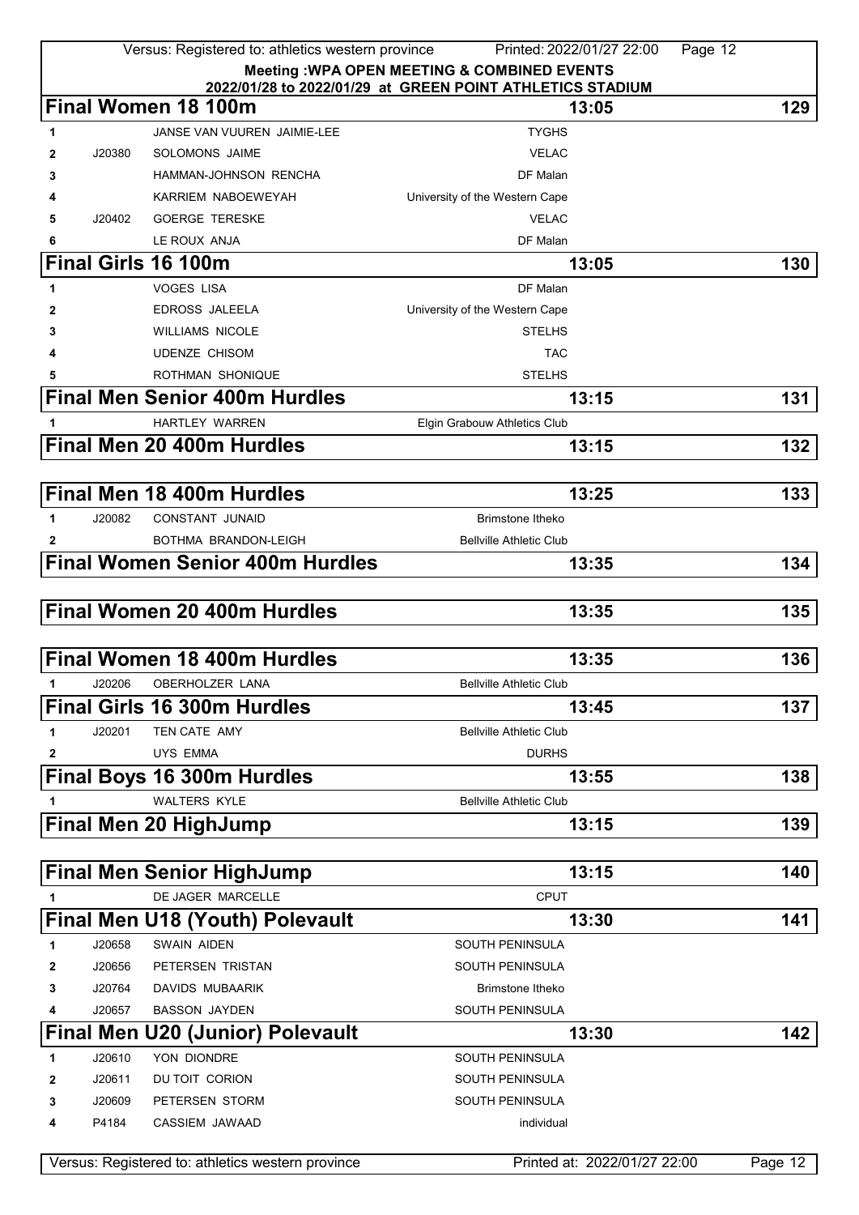Meeting :WPA OPEN MEETING & COMBINED EVENTS
2022/01/28 to 2022/01/29 at GREEN POINT ATHLETICS STADIUM

## Final Women 18 100m — 13:05 — 129

| | | | |
|---|---|---|---|
| 1 | | JANSE VAN VUUREN JAIMIE-LEE | TYGHS |
| 2 | J20380 | SOLOMONS JAIME | VELAC |
| 3 | | HAMMAN-JOHNSON RENCHA | DF Malan |
| 4 | | KARRIEM NABOEWEYAH | University of the Western Cape |
| 5 | J20402 | GOERGE TERESKE | VELAC |
| 6 | | LE ROUX ANJA | DF Malan |

## Final Girls 16 100m — 13:05 — 130

| | | | |
|---|---|---|---|
| 1 | | VOGES LISA | DF Malan |
| 2 | | EDROSS JALEELA | University of the Western Cape |
| 3 | | WILLIAMS NICOLE | STELHS |
| 4 | | UDENZE CHISOM | TAC |
| 5 | | ROTHMAN SHONIQUE | STELHS |

## Final Men Senior 400m Hurdles — 13:15 — 131

| | | | |
|---|---|---|---|
| 1 | | HARTLEY WARREN | Elgin Grabouw Athletics Club |

## Final Men 20 400m Hurdles — 13:15 — 132

## Final Men 18 400m Hurdles — 13:25 — 133

| | | | |
|---|---|---|---|
| 1 | J20082 | CONSTANT JUNAID | Brimstone Itheko |
| 2 | | BOTHMA BRANDON-LEIGH | Bellville Athletic Club |

## Final Women Senior 400m Hurdles — 13:35 — 134

## Final Women 20 400m Hurdles — 13:35 — 135

## Final Women 18 400m Hurdles — 13:35 — 136

| | | | |
|---|---|---|---|
| 1 | J20206 | OBERHOLZER LANA | Bellville Athletic Club |

## Final Girls 16 300m Hurdles — 13:45 — 137

| | | | |
|---|---|---|---|
| 1 | J20201 | TEN CATE AMY | Bellville Athletic Club |
| 2 | | UYS EMMA | DURHS |

## Final Boys 16 300m Hurdles — 13:55 — 138

| | | | |
|---|---|---|---|
| 1 | | WALTERS KYLE | Bellville Athletic Club |

## Final Men 20 HighJump — 13:15 — 139

## Final Men Senior HighJump — 13:15 — 140

| | | | |
|---|---|---|---|
| 1 | | DE JAGER MARCELLE | CPUT |

## Final Men U18 (Youth) Polevault — 13:30 — 141

| | | | |
|---|---|---|---|
| 1 | J20658 | SWAIN AIDEN | SOUTH PENINSULA |
| 2 | J20656 | PETERSEN TRISTAN | SOUTH PENINSULA |
| 3 | J20764 | DAVIDS MUBAARIK | Brimstone Itheko |
| 4 | J20657 | BASSON JAYDEN | SOUTH PENINSULA |

## Final Men U20 (Junior) Polevault — 13:30 — 142

| | | | |
|---|---|---|---|
| 1 | J20610 | YON DIONDRE | SOUTH PENINSULA |
| 2 | J20611 | DU TOIT CORION | SOUTH PENINSULA |
| 3 | J20609 | PETERSEN STORM | SOUTH PENINSULA |
| 4 | P4184 | CASSIEM JAWAAD | individual |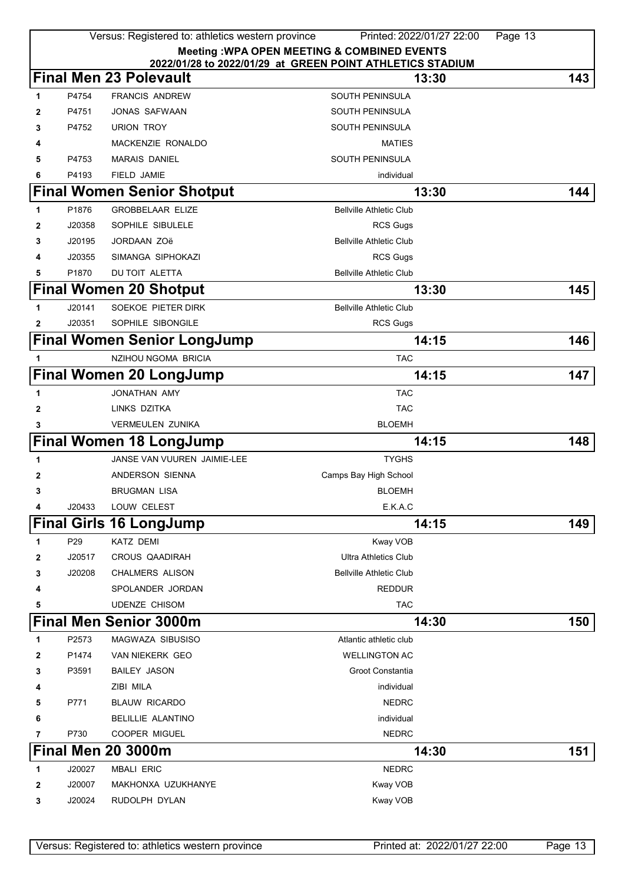**Meeting :WPA OPEN MEETING & COMBINED EVENTS**
**2022/01/28 to 2022/01/29 at GREEN POINT ATHLETICS STADIUM**

## Final Men 23 Polevault — 13:30 — 143

| | | | |
|---|---|---|---|
| 1 | P4754 | FRANCIS ANDREW | SOUTH PENINSULA |
| 2 | P4751 | JONAS SAFWAAN | SOUTH PENINSULA |
| 3 | P4752 | URION TROY | SOUTH PENINSULA |
| 4 | | MACKENZIE RONALDO | MATIES |
| 5 | P4753 | MARAIS DANIEL | SOUTH PENINSULA |
| 6 | P4193 | FIELD JAMIE | individual |

## Final Women Senior Shotput — 13:30 — 144

| | | | |
|---|---|---|---|
| 1 | P1876 | GROBBELAAR ELIZE | Bellville Athletic Club |
| 2 | J20358 | SOPHILE SIBULELE | RCS Gugs |
| 3 | J20195 | JORDAAN ZOë | Bellville Athletic Club |
| 4 | J20355 | SIMANGA SIPHOKAZI | RCS Gugs |
| 5 | P1870 | DU TOIT ALETTA | Bellville Athletic Club |

## Final Women 20 Shotput — 13:30 — 145

| | | | |
|---|---|---|---|
| 1 | J20141 | SOEKOE PIETER DIRK | Bellville Athletic Club |
| 2 | J20351 | SOPHILE SIBONGILE | RCS Gugs |

## Final Women Senior LongJump — 14:15 — 146

| | | | |
|---|---|---|---|
| 1 | | NZIHOU NGOMA BRICIA | TAC |

## Final Women 20 LongJump — 14:15 — 147

| | | | |
|---|---|---|---|
| 1 | | JONATHAN AMY | TAC |
| 2 | | LINKS DZITKA | TAC |
| 3 | | VERMEULEN ZUNIKA | BLOEMH |

## Final Women 18 LongJump — 14:15 — 148

| | | | |
|---|---|---|---|
| 1 | | JANSE VAN VUUREN JAIMIE-LEE | TYGHS |
| 2 | | ANDERSON SIENNA | Camps Bay High School |
| 3 | | BRUGMAN LISA | BLOEMH |
| 4 | J20433 | LOUW CELEST | E.K.A.C |

## Final Girls 16 LongJump — 14:15 — 149

| | | | |
|---|---|---|---|
| 1 | P29 | KATZ DEMI | Kway VOB |
| 2 | J20517 | CROUS QAADIRAH | Ultra Athletics Club |
| 3 | J20208 | CHALMERS ALISON | Bellville Athletic Club |
| 4 | | SPOLANDER JORDAN | REDDUR |
| 5 | | UDENZE CHISOM | TAC |

## Final Men Senior 3000m — 14:30 — 150

| | | | |
|---|---|---|---|
| 1 | P2573 | MAGWAZA SIBUSISO | Atlantic athletic club |
| 2 | P1474 | VAN NIEKERK GEO | WELLINGTON AC |
| 3 | P3591 | BAILEY JASON | Groot Constantia |
| 4 | | ZIBI MILA | individual |
| 5 | P771 | BLAUW RICARDO | NEDRC |
| 6 | | BELILLIE ALANTINO | individual |
| 7 | P730 | COOPER MIGUEL | NEDRC |

## Final Men 20 3000m — 14:30 — 151

| | | | |
|---|---|---|---|
| 1 | J20027 | MBALI ERIC | NEDRC |
| 2 | J20007 | MAKHONXA UZUKHANYE | Kway VOB |
| 3 | J20024 | RUDOLPH DYLAN | Kway VOB |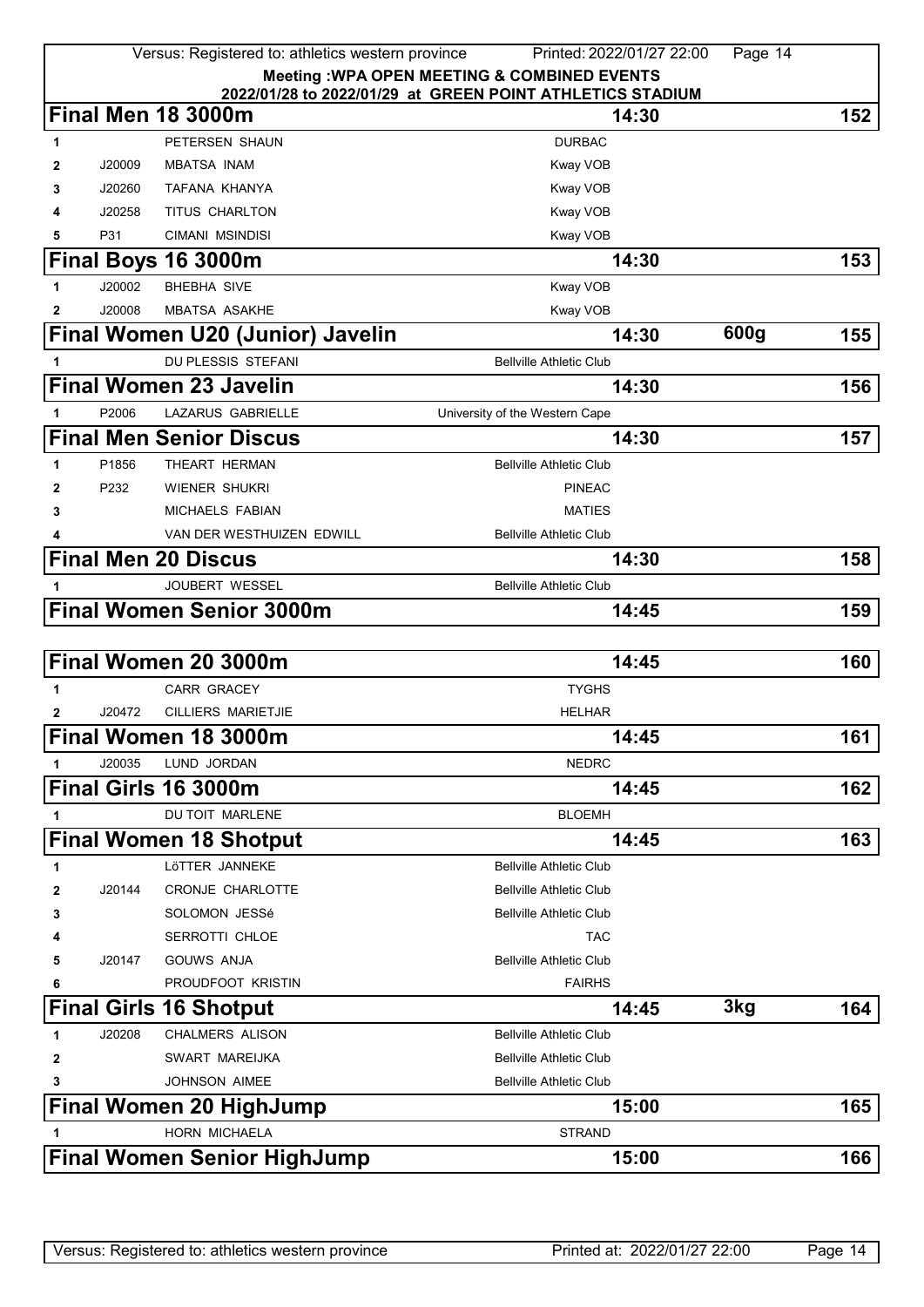Meeting :WPA OPEN MEETING & COMBINED EVENTS
2022/01/28 to 2022/01/29 at GREEN POINT ATHLETICS STADIUM

## Final Men 18 3000m — 14:30 — 152

| | | | |
|---|---|---|---|
| 1 | | PETERSEN SHAUN | DURBAC |
| 2 | J20009 | MBATSA INAM | Kway VOB |
| 3 | J20260 | TAFANA KHANYA | Kway VOB |
| 4 | J20258 | TITUS CHARLTON | Kway VOB |
| 5 | P31 | CIMANI MSINDISI | Kway VOB |

## Final Boys 16 3000m — 14:30 — 153

| | | | |
|---|---|---|---|
| 1 | J20002 | BHEBHA SIVE | Kway VOB |
| 2 | J20008 | MBATSA ASAKHE | Kway VOB |

## Final Women U20 (Junior) Javelin — 14:30 — 600g — 155

| | | | |
|---|---|---|---|
| 1 | | DU PLESSIS STEFANI | Bellville Athletic Club |

## Final Women 23 Javelin — 14:30 — 156

| | | | |
|---|---|---|---|
| 1 | P2006 | LAZARUS GABRIELLE | University of the Western Cape |

## Final Men Senior Discus — 14:30 — 157

| | | | |
|---|---|---|---|
| 1 | P1856 | THEART HERMAN | Bellville Athletic Club |
| 2 | P232 | WIENER SHUKRI | PINEAC |
| 3 | | MICHAELS FABIAN | MATIES |
| 4 | | VAN DER WESTHUIZEN EDWILL | Bellville Athletic Club |

## Final Men 20 Discus — 14:30 — 158

| | | | |
|---|---|---|---|
| 1 | | JOUBERT WESSEL | Bellville Athletic Club |

## Final Women Senior 3000m — 14:45 — 159

## Final Women 20 3000m — 14:45 — 160

| | | | |
|---|---|---|---|
| 1 | | CARR GRACEY | TYGHS |
| 2 | J20472 | CILLIERS MARIETJIE | HELHAR |

## Final Women 18 3000m — 14:45 — 161

| | | | |
|---|---|---|---|
| 1 | J20035 | LUND JORDAN | NEDRC |

## Final Girls 16 3000m — 14:45 — 162

| | | | |
|---|---|---|---|
| 1 | | DU TOIT MARLENE | BLOEMH |

## Final Women 18 Shotput — 14:45 — 163

| | | | |
|---|---|---|---|
| 1 | | LöTTER JANNEKE | Bellville Athletic Club |
| 2 | J20144 | CRONJE CHARLOTTE | Bellville Athletic Club |
| 3 | | SOLOMON JESSé | Bellville Athletic Club |
| 4 | | SERROTTI CHLOE | TAC |
| 5 | J20147 | GOUWS ANJA | Bellville Athletic Club |
| 6 | | PROUDFOOT KRISTIN | FAIRHS |

## Final Girls 16 Shotput — 14:45 — 3kg — 164

| | | | |
|---|---|---|---|
| 1 | J20208 | CHALMERS ALISON | Bellville Athletic Club |
| 2 | | SWART MAREIJKA | Bellville Athletic Club |
| 3 | | JOHNSON AIMEE | Bellville Athletic Club |

## Final Women 20 HighJump — 15:00 — 165

| | | | |
|---|---|---|---|
| 1 | | HORN MICHAELA | STRAND |

## Final Women Senior HighJump — 15:00 — 166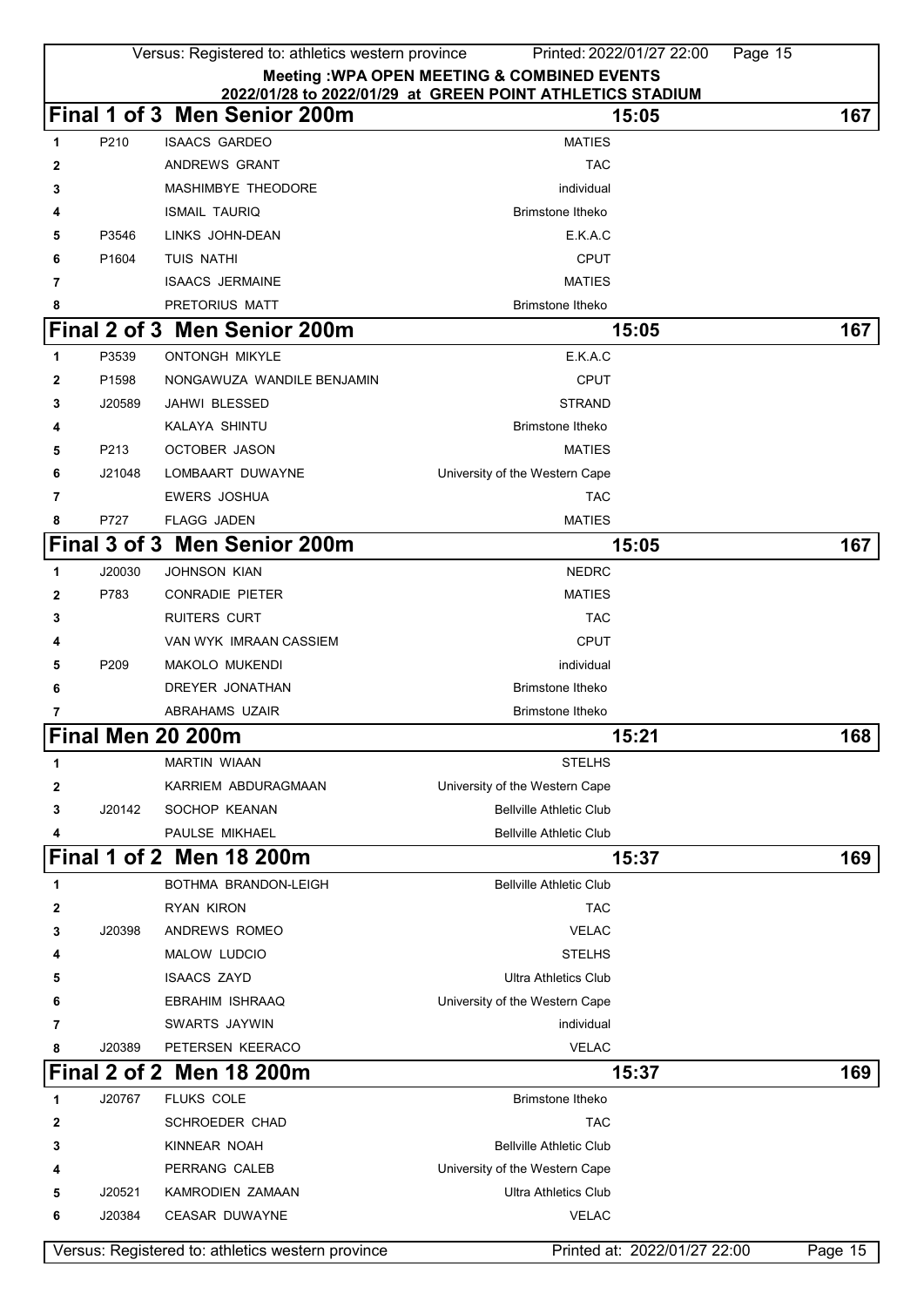**Meeting :WPA OPEN MEETING & COMBINED EVENTS**
**2022/01/28 to 2022/01/29 at GREEN POINT ATHLETICS STADIUM**

## Final 1 of 3 Men Senior 200m — 15:05 — 167

| | | | |
|---|---|---|---|
| 1 | P210 | ISAACS GARDEO | MATIES |
| 2 | | ANDREWS GRANT | TAC |
| 3 | | MASHIMBYE THEODORE | individual |
| 4 | | ISMAIL TAURIQ | Brimstone Itheko |
| 5 | P3546 | LINKS JOHN-DEAN | E.K.A.C |
| 6 | P1604 | TUIS NATHI | CPUT |
| 7 | | ISAACS JERMAINE | MATIES |
| 8 | | PRETORIUS MATT | Brimstone Itheko |

## Final 2 of 3 Men Senior 200m — 15:05 — 167

| | | | |
|---|---|---|---|
| 1 | P3539 | ONTONGH MIKYLE | E.K.A.C |
| 2 | P1598 | NONGAWUZA WANDILE BENJAMIN | CPUT |
| 3 | J20589 | JAHWI BLESSED | STRAND |
| 4 | | KALAYA SHINTU | Brimstone Itheko |
| 5 | P213 | OCTOBER JASON | MATIES |
| 6 | J21048 | LOMBAART DUWAYNE | University of the Western Cape |
| 7 | | EWERS JOSHUA | TAC |
| 8 | P727 | FLAGG JADEN | MATIES |

## Final 3 of 3 Men Senior 200m — 15:05 — 167

| | | | |
|---|---|---|---|
| 1 | J20030 | JOHNSON KIAN | NEDRC |
| 2 | P783 | CONRADIE PIETER | MATIES |
| 3 | | RUITERS CURT | TAC |
| 4 | | VAN WYK IMRAAN CASSIEM | CPUT |
| 5 | P209 | MAKOLO MUKENDI | individual |
| 6 | | DREYER JONATHAN | Brimstone Itheko |
| 7 | | ABRAHAMS UZAIR | Brimstone Itheko |

## Final Men 20 200m — 15:21 — 168

| | | | |
|---|---|---|---|
| 1 | | MARTIN WIAAN | STELHS |
| 2 | | KARRIEM ABDURAGMAAN | University of the Western Cape |
| 3 | J20142 | SOCHOP KEANAN | Bellville Athletic Club |
| 4 | | PAULSE MIKHAEL | Bellville Athletic Club |

## Final 1 of 2 Men 18 200m — 15:37 — 169

| | | | |
|---|---|---|---|
| 1 | | BOTHMA BRANDON-LEIGH | Bellville Athletic Club |
| 2 | | RYAN KIRON | TAC |
| 3 | J20398 | ANDREWS ROMEO | VELAC |
| 4 | | MALOW LUDCIO | STELHS |
| 5 | | ISAACS ZAYD | Ultra Athletics Club |
| 6 | | EBRAHIM ISHRAAQ | University of the Western Cape |
| 7 | | SWARTS JAYWIN | individual |
| 8 | J20389 | PETERSEN KEERACO | VELAC |

## Final 2 of 2 Men 18 200m — 15:37 — 169

| | | | |
|---|---|---|---|
| 1 | J20767 | FLUKS COLE | Brimstone Itheko |
| 2 | | SCHROEDER CHAD | TAC |
| 3 | | KINNEAR NOAH | Bellville Athletic Club |
| 4 | | PERRANG CALEB | University of the Western Cape |
| 5 | J20521 | KAMRODIEN ZAMAAN | Ultra Athletics Club |
| 6 | J20384 | CEASAR DUWAYNE | VELAC |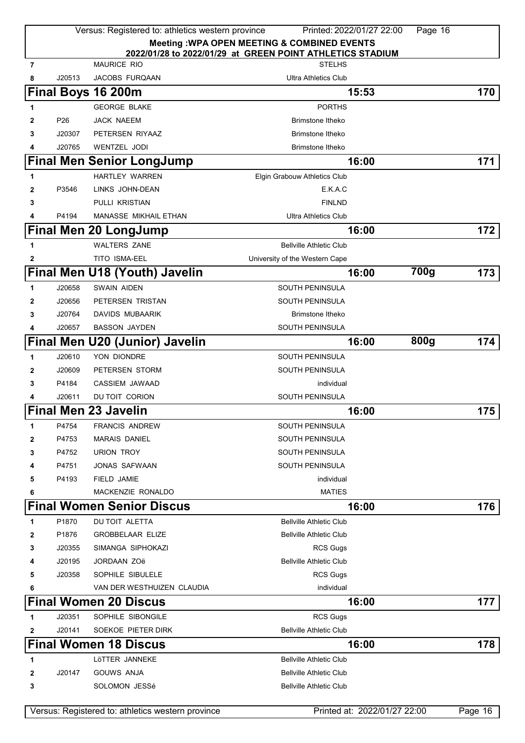**Meeting :WPA OPEN MEETING & COMBINED EVENTS**
**2022/01/28 to 2022/01/29 at GREEN POINT ATHLETICS STADIUM**

| | | | |
|---|---|---|---|
| 7 | | MAURICE RIO | STELHS |
| 8 | J20513 | JACOBS FURQAAN | Ultra Athletics Club |

## Final Boys 16 200m — 15:53 — 170

| | | | |
|---|---|---|---|
| 1 | | GEORGE BLAKE | PORTHS |
| 2 | P26 | JACK NAEEM | Brimstone Itheko |
| 3 | J20307 | PETERSEN RIYAAZ | Brimstone Itheko |
| 4 | J20765 | WENTZEL JODI | Brimstone Itheko |

## Final Men Senior LongJump — 16:00 — 171

| | | | |
|---|---|---|---|
| 1 | | HARTLEY WARREN | Elgin Grabouw Athletics Club |
| 2 | P3546 | LINKS JOHN-DEAN | E.K.A.C |
| 3 | | PULLI KRISTIAN | FINLND |
| 4 | P4194 | MANASSE MIKHAIL ETHAN | Ultra Athletics Club |

## Final Men 20 LongJump — 16:00 — 172

| | | | |
|---|---|---|---|
| 1 | | WALTERS ZANE | Bellville Athletic Club |
| 2 | | TITO ISMA-EEL | University of the Western Cape |

## Final Men U18 (Youth) Javelin — 16:00 — 700g — 173

| | | | |
|---|---|---|---|
| 1 | J20658 | SWAIN AIDEN | SOUTH PENINSULA |
| 2 | J20656 | PETERSEN TRISTAN | SOUTH PENINSULA |
| 3 | J20764 | DAVIDS MUBAARIK | Brimstone Itheko |
| 4 | J20657 | BASSON JAYDEN | SOUTH PENINSULA |

## Final Men U20 (Junior) Javelin — 16:00 — 800g — 174

| | | | |
|---|---|---|---|
| 1 | J20610 | YON DIONDRE | SOUTH PENINSULA |
| 2 | J20609 | PETERSEN STORM | SOUTH PENINSULA |
| 3 | P4184 | CASSIEM JAWAAD | individual |
| 4 | J20611 | DU TOIT CORION | SOUTH PENINSULA |

## Final Men 23 Javelin — 16:00 — 175

| | | | |
|---|---|---|---|
| 1 | P4754 | FRANCIS ANDREW | SOUTH PENINSULA |
| 2 | P4753 | MARAIS DANIEL | SOUTH PENINSULA |
| 3 | P4752 | URION TROY | SOUTH PENINSULA |
| 4 | P4751 | JONAS SAFWAAN | SOUTH PENINSULA |
| 5 | P4193 | FIELD JAMIE | individual |
| 6 | | MACKENZIE RONALDO | MATIES |

## Final Women Senior Discus — 16:00 — 176

| | | | |
|---|---|---|---|
| 1 | P1870 | DU TOIT ALETTA | Bellville Athletic Club |
| 2 | P1876 | GROBBELAAR ELIZE | Bellville Athletic Club |
| 3 | J20355 | SIMANGA SIPHOKAZI | RCS Gugs |
| 4 | J20195 | JORDAAN ZOë | Bellville Athletic Club |
| 5 | J20358 | SOPHILE SIBULELE | RCS Gugs |
| 6 | | VAN DER WESTHUIZEN CLAUDIA | individual |

## Final Women 20 Discus — 16:00 — 177

| | | | |
|---|---|---|---|
| 1 | J20351 | SOPHILE SIBONGILE | RCS Gugs |
| 2 | J20141 | SOEKOE PIETER DIRK | Bellville Athletic Club |

## Final Women 18 Discus — 16:00 — 178

| | | | |
|---|---|---|---|
| 1 | | LöTTER JANNEKE | Bellville Athletic Club |
| 2 | J20147 | GOUWS ANJA | Bellville Athletic Club |
| 3 | | SOLOMON JESSé | Bellville Athletic Club |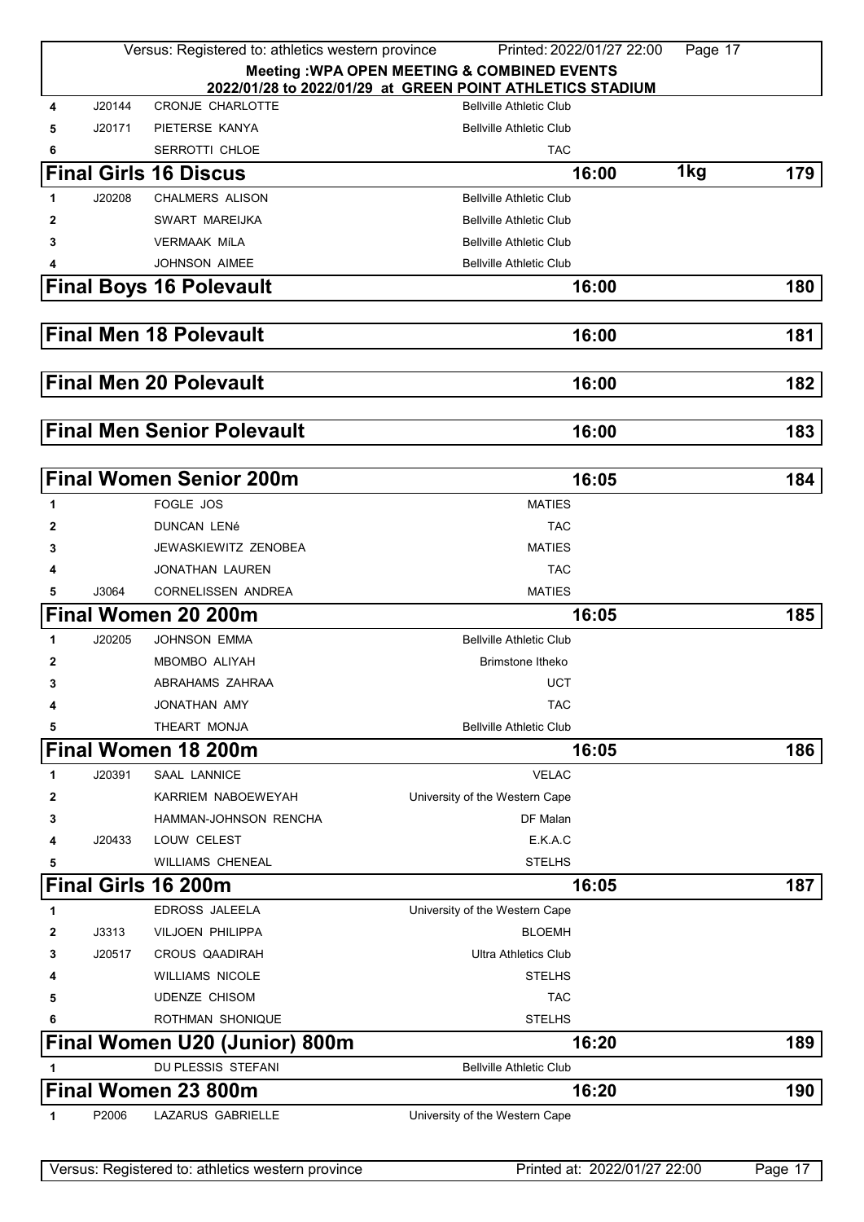**Meeting :WPA OPEN MEETING & COMBINED EVENTS**
**2022/01/28 to 2022/01/29 at GREEN POINT ATHLETICS STADIUM**

| | | | |
|---|---|---|---|
| 4 | J20144 | CRONJE CHARLOTTE | Bellville Athletic Club |
| 5 | J20171 | PIETERSE KANYA | Bellville Athletic Club |
| 6 | | SERROTTI CHLOE | TAC |

## Final Girls 16 Discus — 16:00 — 1kg — 179

| | | | |
|---|---|---|---|
| 1 | J20208 | CHALMERS ALISON | Bellville Athletic Club |
| 2 | | SWART MAREIJKA | Bellville Athletic Club |
| 3 | | VERMAAK MíLA | Bellville Athletic Club |
| 4 | | JOHNSON AIMEE | Bellville Athletic Club |

## Final Boys 16 Polevault — 16:00 — 180

## Final Men 18 Polevault — 16:00 — 181

## Final Men 20 Polevault — 16:00 — 182

## Final Men Senior Polevault — 16:00 — 183

## Final Women Senior 200m — 16:05 — 184

| | | | |
|---|---|---|---|
| 1 | | FOGLE JOS | MATIES |
| 2 | | DUNCAN LENé | TAC |
| 3 | | JEWASKIEWITZ ZENOBEA | MATIES |
| 4 | | JONATHAN LAUREN | TAC |
| 5 | J3064 | CORNELISSEN ANDREA | MATIES |

## Final Women 20 200m — 16:05 — 185

| | | | |
|---|---|---|---|
| 1 | J20205 | JOHNSON EMMA | Bellville Athletic Club |
| 2 | | MBOMBO ALIYAH | Brimstone Itheko |
| 3 | | ABRAHAMS ZAHRAA | UCT |
| 4 | | JONATHAN AMY | TAC |
| 5 | | THEART MONJA | Bellville Athletic Club |

## Final Women 18 200m — 16:05 — 186

| | | | |
|---|---|---|---|
| 1 | J20391 | SAAL LANNICE | VELAC |
| 2 | | KARRIEM NABOEWEYAH | University of the Western Cape |
| 3 | | HAMMAN-JOHNSON RENCHA | DF Malan |
| 4 | J20433 | LOUW CELEST | E.K.A.C |
| 5 | | WILLIAMS CHENEAL | STELHS |

## Final Girls 16 200m — 16:05 — 187

| | | | |
|---|---|---|---|
| 1 | | EDROSS JALEELA | University of the Western Cape |
| 2 | J3313 | VILJOEN PHILIPPA | BLOEMH |
| 3 | J20517 | CROUS QAADIRAH | Ultra Athletics Club |
| 4 | | WILLIAMS NICOLE | STELHS |
| 5 | | UDENZE CHISOM | TAC |
| 6 | | ROTHMAN SHONIQUE | STELHS |

## Final Women U20 (Junior) 800m — 16:20 — 189

| | | | |
|---|---|---|---|
| 1 | | DU PLESSIS STEFANI | Bellville Athletic Club |

## Final Women 23 800m — 16:20 — 190

| | | | |
|---|---|---|---|
| 1 | P2006 | LAZARUS GABRIELLE | University of the Western Cape |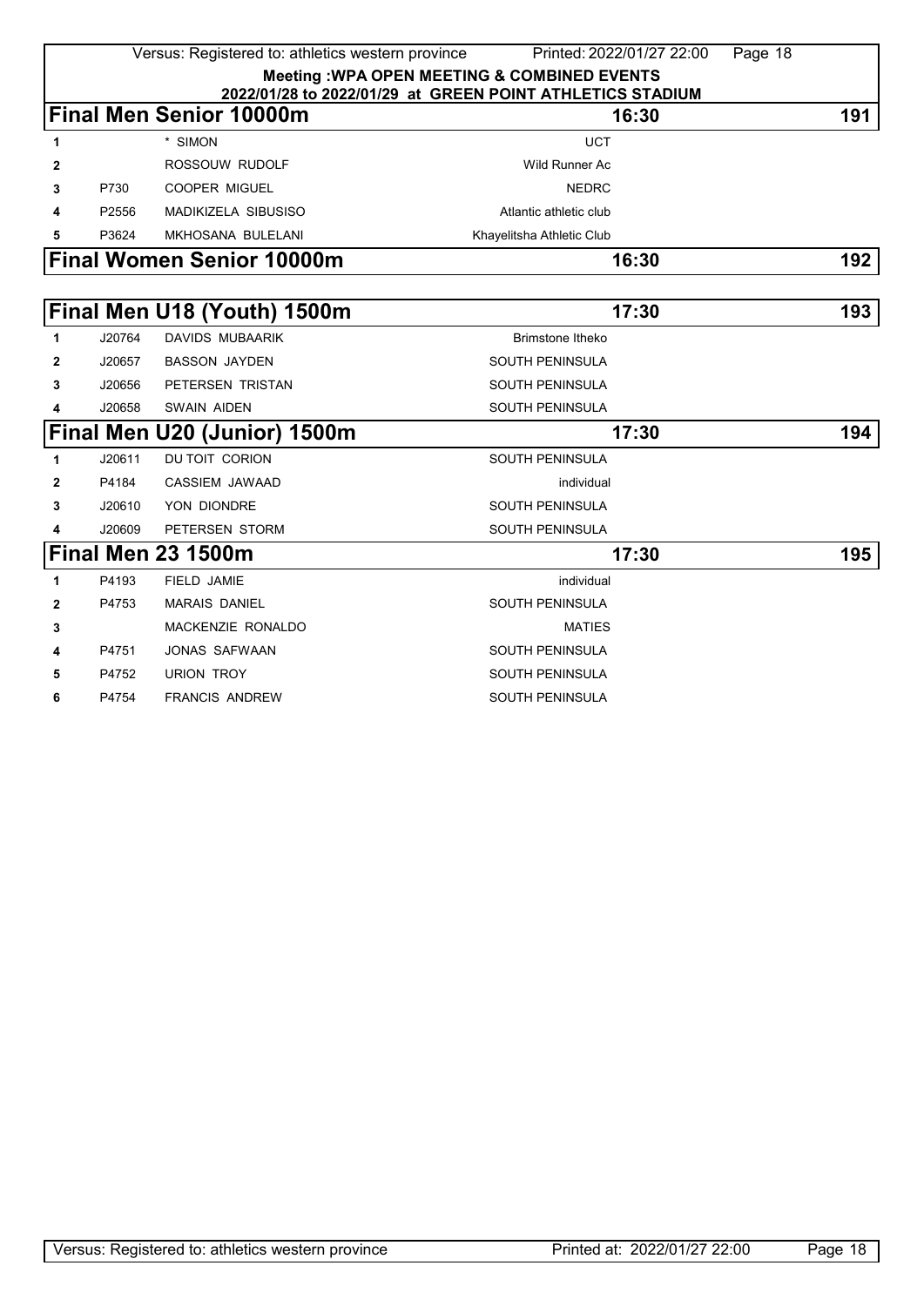Meeting :WPA OPEN MEETING & COMBINED EVENTS
2022/01/28 to 2022/01/29 at GREEN POINT ATHLETICS STADIUM

## Final Men Senior 10000m — 16:30 — 191

| | | | |
|---|---|---|---|
| 1 | | * SIMON | UCT |
| 2 | | ROSSOUW RUDOLF | Wild Runner Ac |
| 3 | P730 | COOPER MIGUEL | NEDRC |
| 4 | P2556 | MADIKIZELA SIBUSISO | Atlantic athletic club |
| 5 | P3624 | MKHOSANA BULELANI | Khayelitsha Athletic Club |

## Final Women Senior 10000m — 16:30 — 192

## Final Men U18 (Youth) 1500m — 17:30 — 193

| | | | |
|---|---|---|---|
| 1 | J20764 | DAVIDS MUBAARIK | Brimstone Itheko |
| 2 | J20657 | BASSON JAYDEN | SOUTH PENINSULA |
| 3 | J20656 | PETERSEN TRISTAN | SOUTH PENINSULA |
| 4 | J20658 | SWAIN AIDEN | SOUTH PENINSULA |

## Final Men U20 (Junior) 1500m — 17:30 — 194

| | | | |
|---|---|---|---|
| 1 | J20611 | DU TOIT CORION | SOUTH PENINSULA |
| 2 | P4184 | CASSIEM JAWAAD | individual |
| 3 | J20610 | YON DIONDRE | SOUTH PENINSULA |
| 4 | J20609 | PETERSEN STORM | SOUTH PENINSULA |

## Final Men 23 1500m — 17:30 — 195

| | | | |
|---|---|---|---|
| 1 | P4193 | FIELD JAMIE | individual |
| 2 | P4753 | MARAIS DANIEL | SOUTH PENINSULA |
| 3 | | MACKENZIE RONALDO | MATIES |
| 4 | P4751 | JONAS SAFWAAN | SOUTH PENINSULA |
| 5 | P4752 | URION TROY | SOUTH PENINSULA |
| 6 | P4754 | FRANCIS ANDREW | SOUTH PENINSULA |